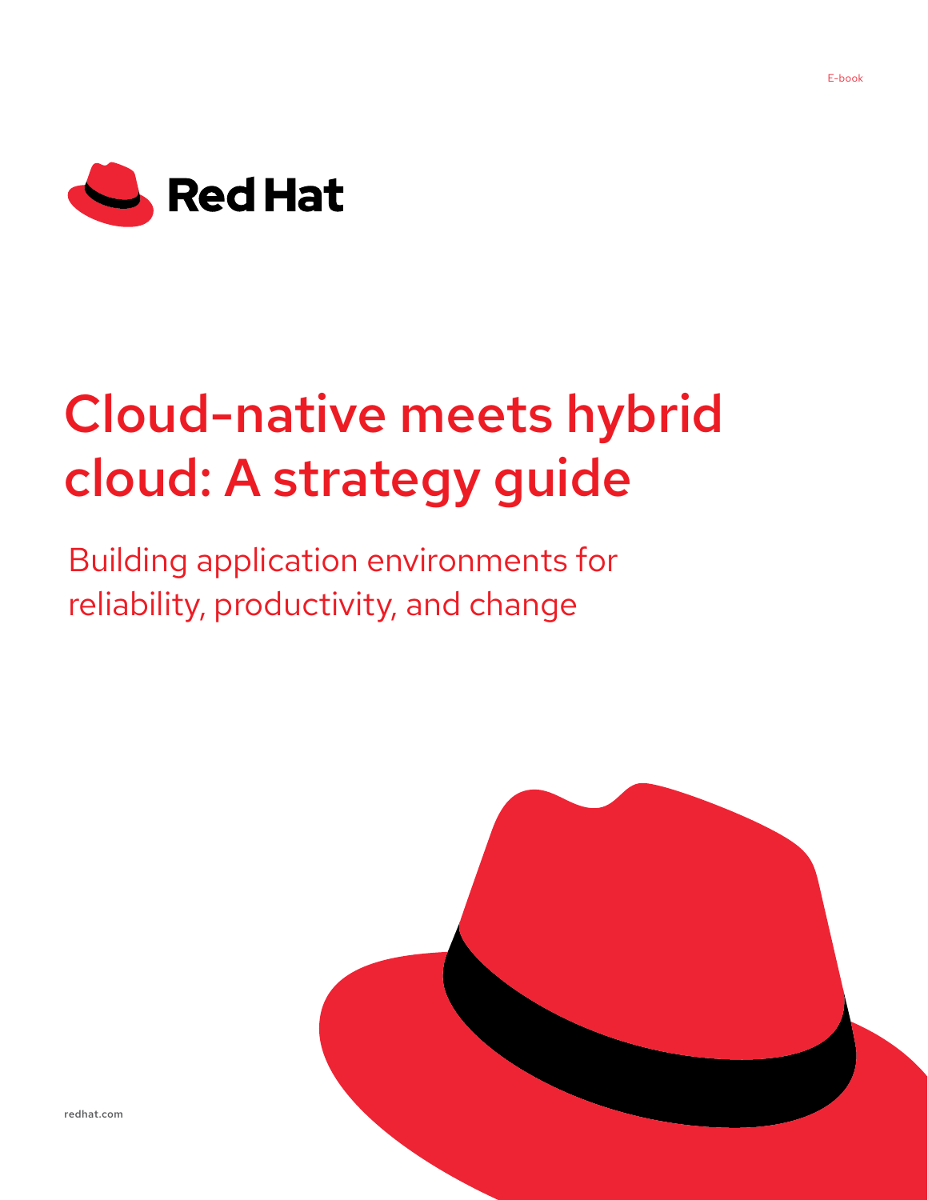E-book

Red Hat

# Cloud-native meets hybrid cloud: A strategy guide

## Building application environments for reliability, productivity, and change

redhat.com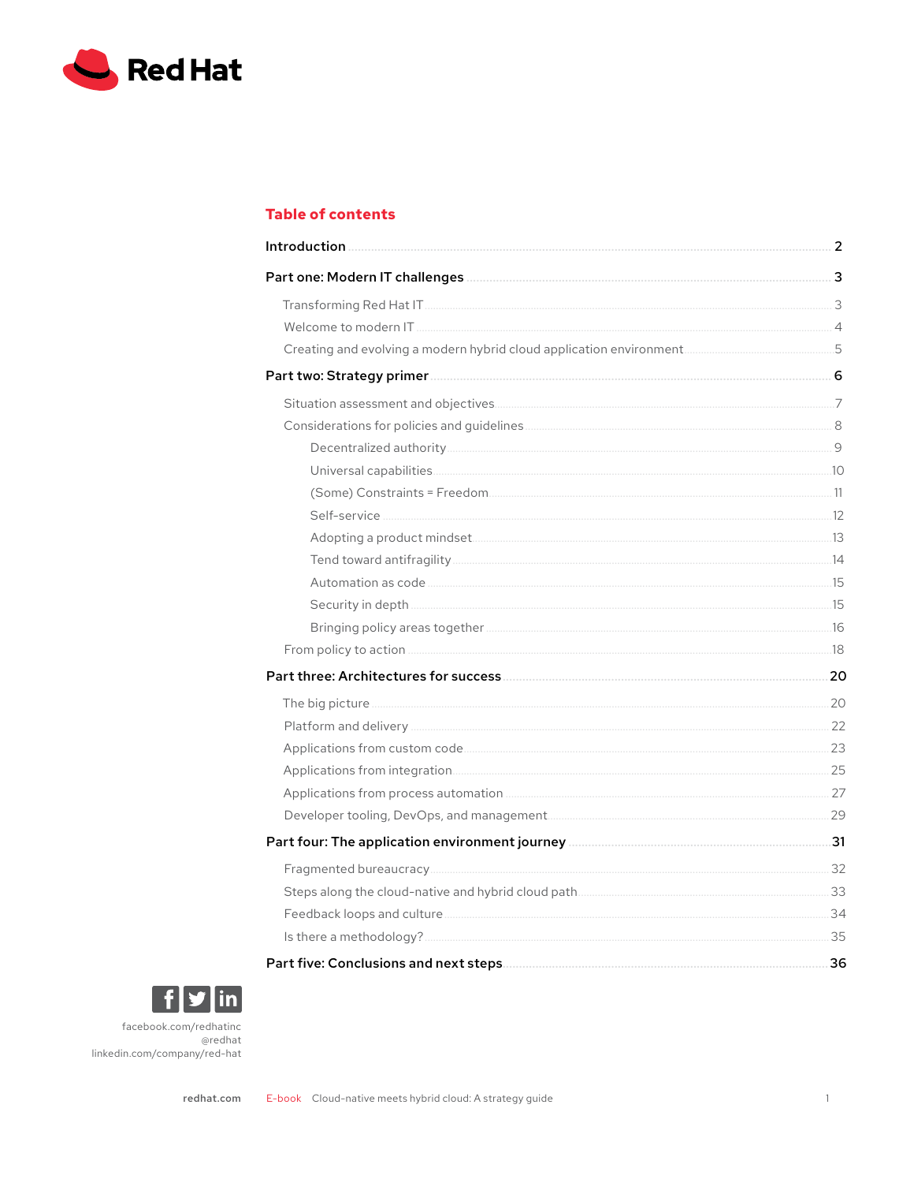## Table of contents

**Introduction** ........ **2**

**Part one: Modern IT challenges** ........ **3**

- Transforming Red Hat IT ........ 3
- Welcome to modern IT ........ 4
- Creating and evolving a modern hybrid cloud application environment ........ 5

**Part two: Strategy primer** ........ **6**

- Situation assessment and objectives ........ 7
- Considerations for policies and guidelines ........ 8
  - Decentralized authority ........ 9
  - Universal capabilities ........ 10
  - (Some) Constraints = Freedom ........ 11
  - Self-service ........ 12
  - Adopting a product mindset ........ 13
  - Tend toward antifragility ........ 14
  - Automation as code ........ 15
  - Security in depth ........ 15
  - Bringing policy areas together ........ 16
- From policy to action ........ 18

**Part three: Architectures for success** ........ **20**

- The big picture ........ 20
- Platform and delivery ........ 22
- Applications from custom code ........ 23
- Applications from integration ........ 25
- Applications from process automation ........ 27
- Developer tooling, DevOps, and management ........ 29

**Part four: The application environment journey** ........ **31**

- Fragmented bureaucracy ........ 32
- Steps along the cloud-native and hybrid cloud path ........ 33
- Feedback loops and culture ........ 34
- Is there a methodology? ........ 35

**Part five: Conclusions and next steps** ........ **36**

facebook.com/redhatinc
@redhat
linkedin.com/company/red-hat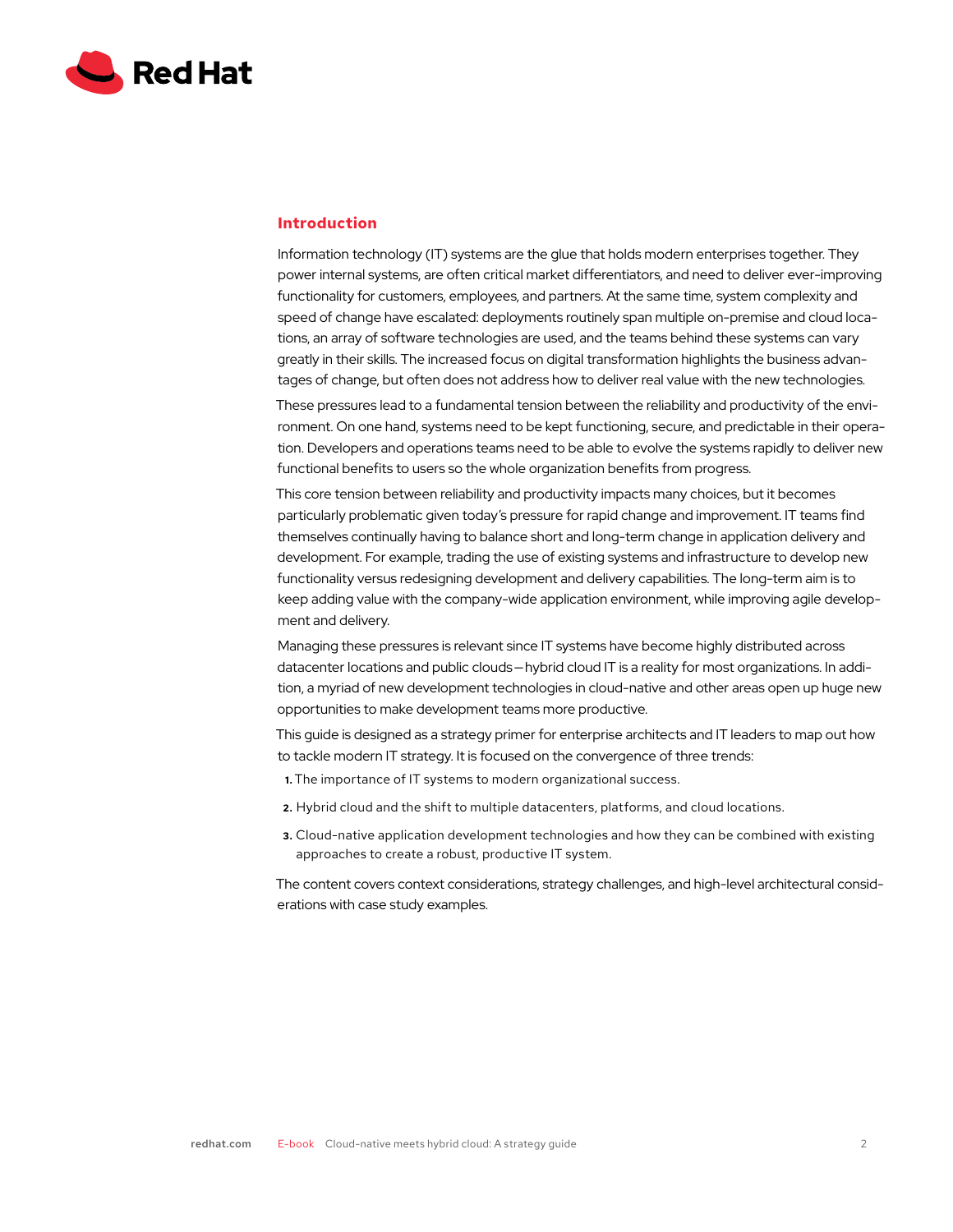## Introduction

Information technology (IT) systems are the glue that holds modern enterprises together. They power internal systems, are often critical market differentiators, and need to deliver ever-improving functionality for customers, employees, and partners. At the same time, system complexity and speed of change have escalated: deployments routinely span multiple on-premise and cloud locations, an array of software technologies are used, and the teams behind these systems can vary greatly in their skills. The increased focus on digital transformation highlights the business advantages of change, but often does not address how to deliver real value with the new technologies.

These pressures lead to a fundamental tension between the reliability and productivity of the environment. On one hand, systems need to be kept functioning, secure, and predictable in their operation. Developers and operations teams need to be able to evolve the systems rapidly to deliver new functional benefits to users so the whole organization benefits from progress.

This core tension between reliability and productivity impacts many choices, but it becomes particularly problematic given today's pressure for rapid change and improvement. IT teams find themselves continually having to balance short and long-term change in application delivery and development. For example, trading the use of existing systems and infrastructure to develop new functionality versus redesigning development and delivery capabilities. The long-term aim is to keep adding value with the company-wide application environment, while improving agile development and delivery.

Managing these pressures is relevant since IT systems have become highly distributed across datacenter locations and public clouds—hybrid cloud IT is a reality for most organizations. In addition, a myriad of new development technologies in cloud-native and other areas open up huge new opportunities to make development teams more productive.

This guide is designed as a strategy primer for enterprise architects and IT leaders to map out how to tackle modern IT strategy. It is focused on the convergence of three trends:

1. The importance of IT systems to modern organizational success.
2. Hybrid cloud and the shift to multiple datacenters, platforms, and cloud locations.
3. Cloud-native application development technologies and how they can be combined with existing approaches to create a robust, productive IT system.

The content covers context considerations, strategy challenges, and high-level architectural considerations with case study examples.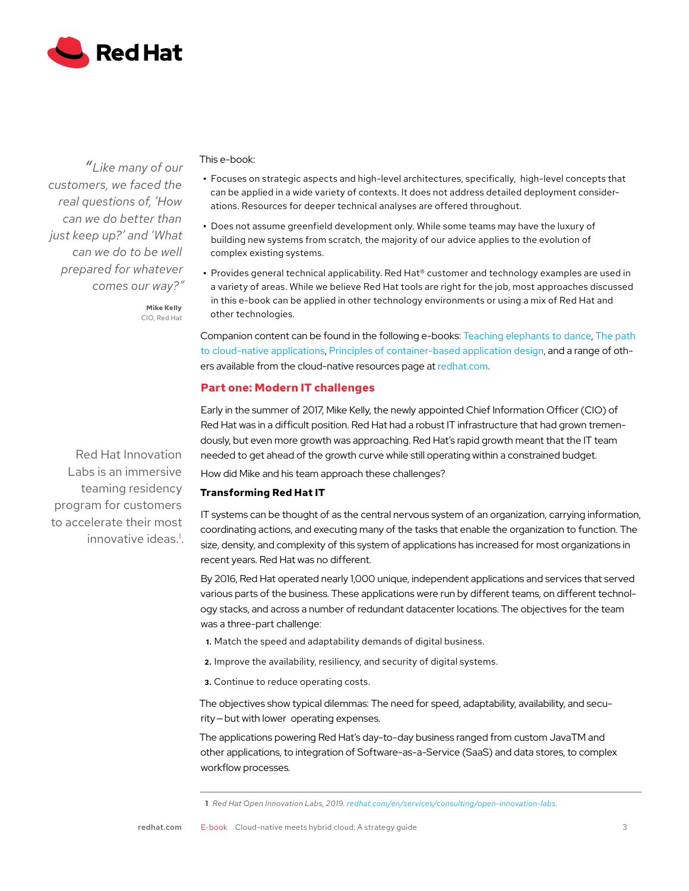> *"Like many of our customers, we faced the real questions of, 'How can we do better than just keep up?' and 'What can we do to be well prepared for whatever comes our way?"*
>
> **Mike Kelly**
> CIO, Red Hat

This e-book:

- Focuses on strategic aspects and high-level architectures, specifically, high-level concepts that can be applied in a wide variety of contexts. It does not address detailed deployment considerations. Resources for deeper technical analyses are offered throughout.
- Does not assume greenfield development only. While some teams may have the luxury of building new systems from scratch, the majority of our advice applies to the evolution of complex existing systems.
- Provides general technical applicability. Red Hat® customer and technology examples are used in a variety of areas. While we believe Red Hat tools are right for the job, most approaches discussed in this e-book can be applied in other technology environments or using a mix of Red Hat and other technologies.

Companion content can be found in the following e-books: Teaching elephants to dance, The path to cloud-native applications, Principles of container-based application design, and a range of others available from the cloud-native resources page at redhat.com.

## Part one: Modern IT challenges

Early in the summer of 2017, Mike Kelly, the newly appointed Chief Information Officer (CIO) of Red Hat was in a difficult position. Red Hat had a robust IT infrastructure that had grown tremendously, but even more growth was approaching. Red Hat's rapid growth meant that the IT team needed to get ahead of the growth curve while still operating within a constrained budget.

How did Mike and his team approach these challenges?

> Red Hat Innovation Labs is an immersive teaming residency program for customers to accelerate their most innovative ideas.[1].

### Transforming Red Hat IT

IT systems can be thought of as the central nervous system of an organization, carrying information, coordinating actions, and executing many of the tasks that enable the organization to function. The size, density, and complexity of this system of applications has increased for most organizations in recent years. Red Hat was no different.

By 2016, Red Hat operated nearly 1,000 unique, independent applications and services that served various parts of the business. These applications were run by different teams, on different technology stacks, and across a number of redundant datacenter locations. The objectives for the team was a three-part challenge:

1. Match the speed and adaptability demands of digital business.
2. Improve the availability, resiliency, and security of digital systems.
3. Continue to reduce operating costs.

The objectives show typical dilemmas: The need for speed, adaptability, availability, and security—but with lower operating expenses.

The applications powering Red Hat's day-to-day business ranged from custom JavaTM and other applications, to integration of Software-as-a-Service (SaaS) and data stores, to complex workflow processes.

---

1 *Red Hat Open Innovation Labs, 2019. redhat.com/en/services/consulting/open-innovation-labs.*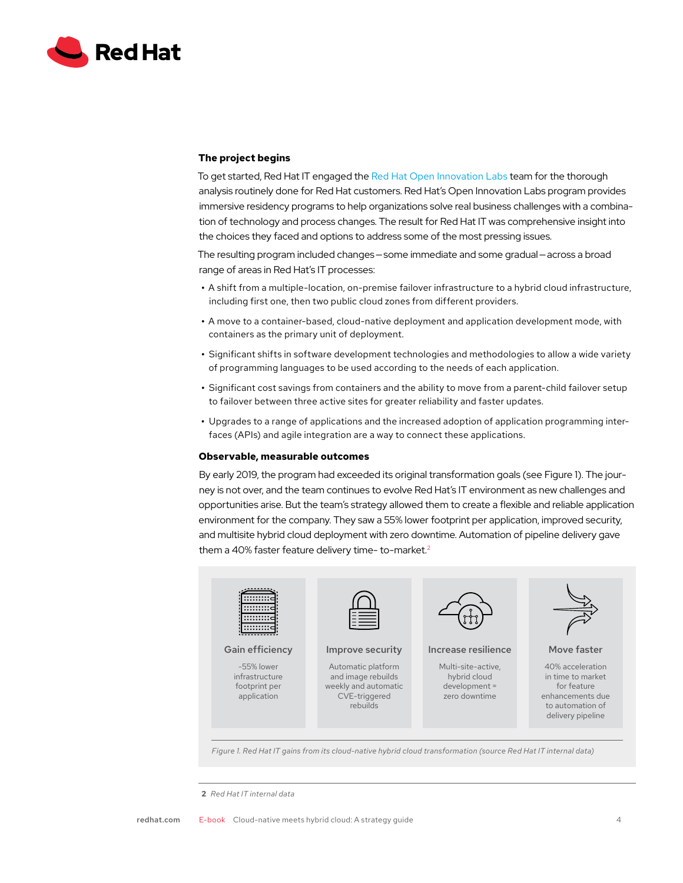### The project begins

To get started, Red Hat IT engaged the Red Hat Open Innovation Labs team for the thorough analysis routinely done for Red Hat customers. Red Hat's Open Innovation Labs program provides immersive residency programs to help organizations solve real business challenges with a combination of technology and process changes. The result for Red Hat IT was comprehensive insight into the choices they faced and options to address some of the most pressing issues.

The resulting program included changes—some immediate and some gradual—across a broad range of areas in Red Hat's IT processes:

- A shift from a multiple-location, on-premise failover infrastructure to a hybrid cloud infrastructure, including first one, then two public cloud zones from different providers.
- A move to a container-based, cloud-native deployment and application development mode, with containers as the primary unit of deployment.
- Significant shifts in software development technologies and methodologies to allow a wide variety of programming languages to be used according to the needs of each application.
- Significant cost savings from containers and the ability to move from a parent-child failover setup to failover between three active sites for greater reliability and faster updates.
- Upgrades to a range of applications and the increased adoption of application programming interfaces (APIs) and agile integration are a way to connect these applications.

### Observable, measurable outcomes

By early 2019, the program had exceeded its original transformation goals (see Figure 1). The journey is not over, and the team continues to evolve Red Hat's IT environment as new challenges and opportunities arise. But the team's strategy allowed them to create a flexible and reliable application environment for the company. They saw a 55% lower footprint per application, improved security, and multisite hybrid cloud deployment with zero downtime. Automation of pipeline delivery gave them a 40% faster feature delivery time- to-market.[2]

**Gain efficiency**

~55% lower infrastructure footprint per application

**Improve security**

Automatic platform and image rebuilds weekly and automatic CVE-triggered rebuilds

**Increase resilience**

Multi-site-active, hybrid cloud development = zero downtime

**Move faster**

40% acceleration in time to market for feature enhancements due to automation of delivery pipeline

*Figure 1. Red Hat IT gains from its cloud-native hybrid cloud transformation (source Red Hat IT internal data)*

2 *Red Hat IT internal data*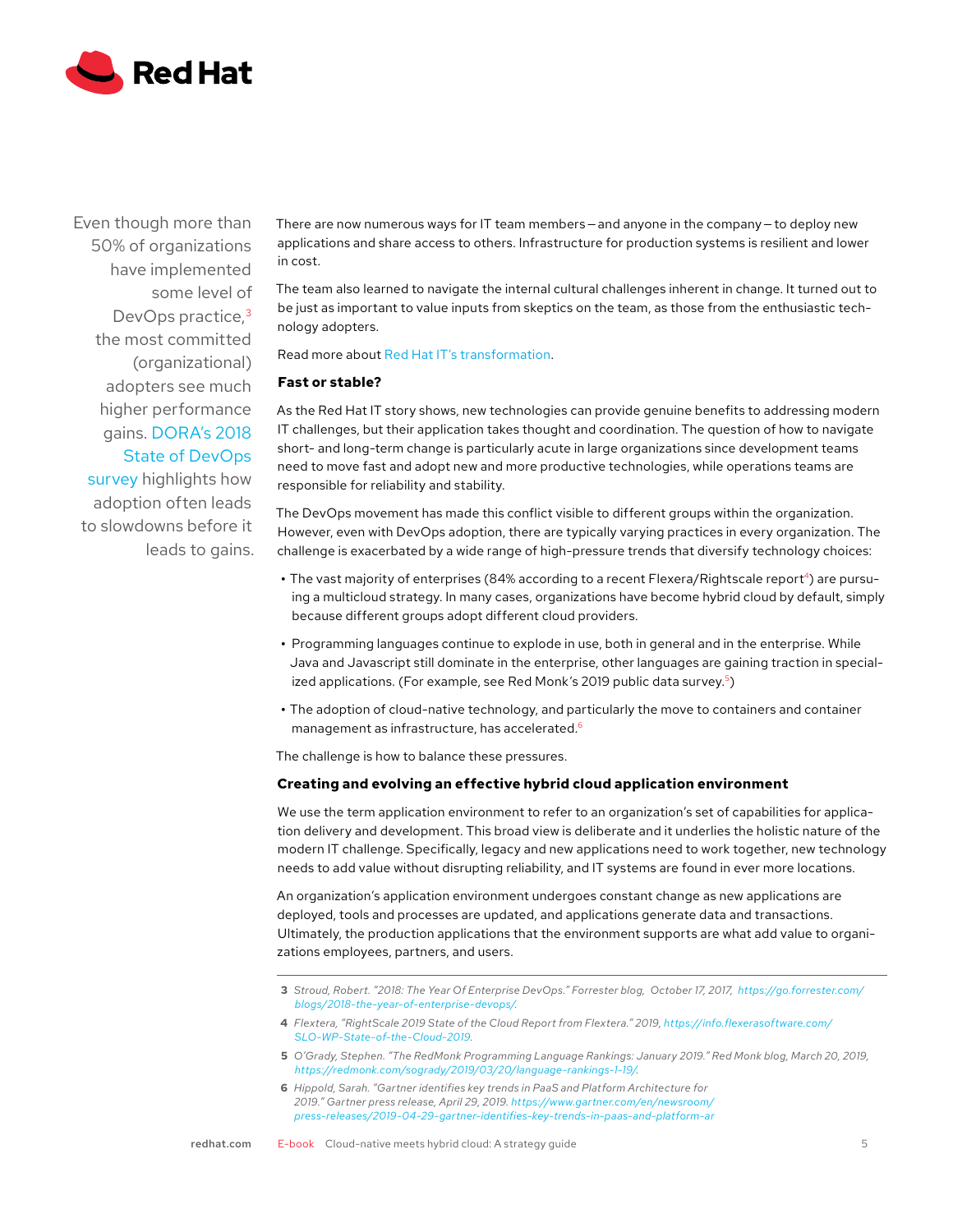Even though more than 50% of organizations have implemented some level of DevOps practice,[3] the most committed (organizational) adopters see much higher performance gains. DORA's 2018 State of DevOps survey highlights how adoption often leads to slowdowns before it leads to gains.

There are now numerous ways for IT team members—and anyone in the company—to deploy new applications and share access to others. Infrastructure for production systems is resilient and lower in cost.

The team also learned to navigate the internal cultural challenges inherent in change. It turned out to be just as important to value inputs from skeptics on the team, as those from the enthusiastic technology adopters.

Read more about Red Hat IT's transformation.

### Fast or stable?

As the Red Hat IT story shows, new technologies can provide genuine benefits to addressing modern IT challenges, but their application takes thought and coordination. The question of how to navigate short- and long-term change is particularly acute in large organizations since development teams need to move fast and adopt new and more productive technologies, while operations teams are responsible for reliability and stability.

The DevOps movement has made this conflict visible to different groups within the organization. However, even with DevOps adoption, there are typically varying practices in every organization. The challenge is exacerbated by a wide range of high-pressure trends that diversify technology choices:

- The vast majority of enterprises (84% according to a recent Flexera/Rightscale report[4]) are pursuing a multicloud strategy. In many cases, organizations have become hybrid cloud by default, simply because different groups adopt different cloud providers.
- Programming languages continue to explode in use, both in general and in the enterprise. While Java and Javascript still dominate in the enterprise, other languages are gaining traction in specialized applications. (For example, see Red Monk's 2019 public data survey.[5])
- The adoption of cloud-native technology, and particularly the move to containers and container management as infrastructure, has accelerated.[6]

The challenge is how to balance these pressures.

### Creating and evolving an effective hybrid cloud application environment

We use the term application environment to refer to an organization's set of capabilities for application delivery and development. This broad view is deliberate and it underlies the holistic nature of the modern IT challenge. Specifically, legacy and new applications need to work together, new technology needs to add value without disrupting reliability, and IT systems are found in ever more locations.

An organization's application environment undergoes constant change as new applications are deployed, tools and processes are updated, and applications generate data and transactions. Ultimately, the production applications that the environment supports are what add value to organizations employees, partners, and users.

---

**3** *Stroud, Robert. "2018: The Year Of Enterprise DevOps." Forrester blog, October 17, 2017, https://go.forrester.com/blogs/2018-the-year-of-enterprise-devops/.*

**4** *Flextera, "RightScale 2019 State of the Cloud Report from Flextera." 2019, https://info.flexerasoftware.com/SLO-WP-State-of-the-Cloud-2019.*

**5** *O'Grady, Stephen. "The RedMonk Programming Language Rankings: January 2019." Red Monk blog, March 20, 2019, https://redmonk.com/sogrady/2019/03/20/language-rankings-1-19/.*

**6** *Hippold, Sarah. "Gartner identifies key trends in PaaS and Platform Architecture for 2019." Gartner press release, April 29, 2019. https://www.gartner.com/en/newsroom/press-releases/2019-04-29-gartner-identifies-key-trends-in-paas-and-platform-ar*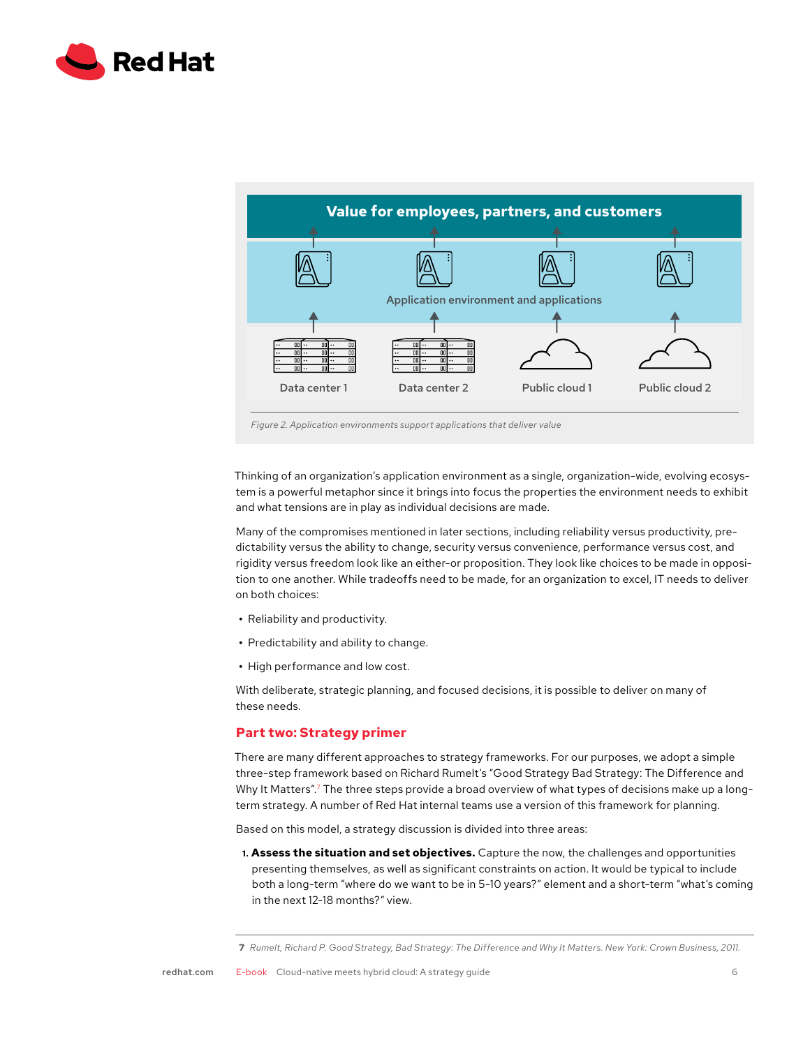Value for employees, partners, and customers

Application environment and applications

Data center 1 | Data center 2 | Public cloud 1 | Public cloud 2

*Figure 2. Application environments support applications that deliver value*

Thinking of an organization's application environment as a single, organization-wide, evolving ecosystem is a powerful metaphor since it brings into focus the properties the environment needs to exhibit and what tensions are in play as individual decisions are made.

Many of the compromises mentioned in later sections, including reliability versus productivity, predictability versus the ability to change, security versus convenience, performance versus cost, and rigidity versus freedom look like an either-or proposition. They look like choices to be made in opposition to one another. While tradeoffs need to be made, for an organization to excel, IT needs to deliver on both choices:

- Reliability and productivity.
- Predictability and ability to change.
- High performance and low cost.

With deliberate, strategic planning, and focused decisions, it is possible to deliver on many of these needs.

## Part two: Strategy primer

There are many different approaches to strategy frameworks. For our purposes, we adopt a simple three-step framework based on Richard Rumelt's "Good Strategy Bad Strategy: The Difference and Why It Matters".[7] The three steps provide a broad overview of what types of decisions make up a long-term strategy. A number of Red Hat internal teams use a version of this framework for planning.

Based on this model, a strategy discussion is divided into three areas:

1. **Assess the situation and set objectives.** Capture the now, the challenges and opportunities presenting themselves, as well as significant constraints on action. It would be typical to include both a long-term "where do we want to be in 5-10 years?" element and a short-term "what's coming in the next 12-18 months?" view.

7 *Rumelt, Richard P. Good Strategy, Bad Strategy: The Difference and Why It Matters. New York: Crown Business, 2011.*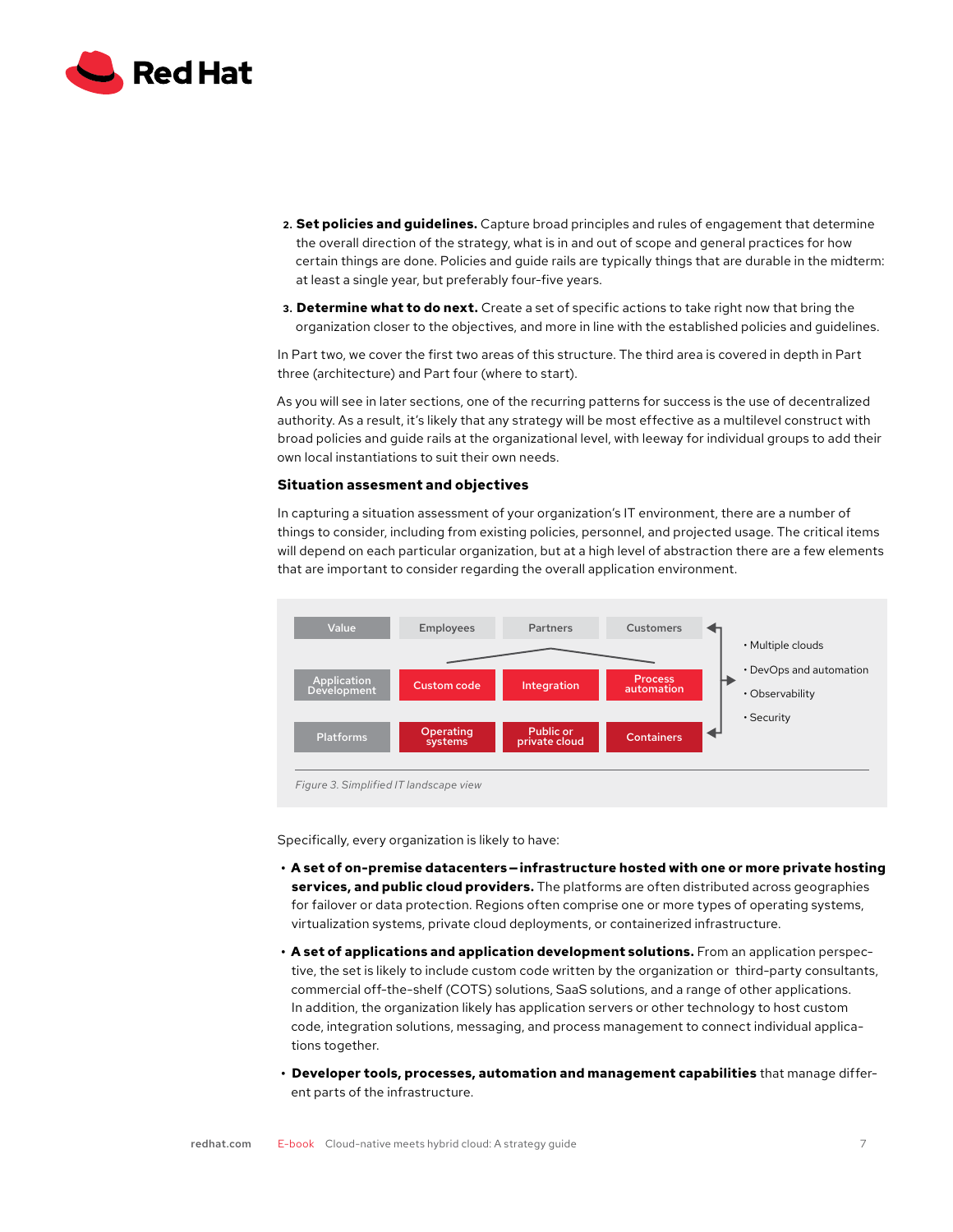2. **Set policies and guidelines.** Capture broad principles and rules of engagement that determine the overall direction of the strategy, what is in and out of scope and general practices for how certain things are done. Policies and guide rails are typically things that are durable in the midterm: at least a single year, but preferably four-five years.
3. **Determine what to do next.** Create a set of specific actions to take right now that bring the organization closer to the objectives, and more in line with the established policies and guidelines.

In Part two, we cover the first two areas of this structure. The third area is covered in depth in Part three (architecture) and Part four (where to start).

As you will see in later sections, one of the recurring patterns for success is the use of decentralized authority. As a result, it's likely that any strategy will be most effective as a multilevel construct with broad policies and guide rails at the organizational level, with leeway for individual groups to add their own local instantiations to suit their own needs.

### Situation assesment and objectives

In capturing a situation assessment of your organization's IT environment, there are a number of things to consider, including from existing policies, personnel, and projected usage. The critical items will depend on each particular organization, but at a high level of abstraction there are a few elements that are important to consider regarding the overall application environment.

| Value | Employees | Partners | Customers |
|---|---|---|---|
| Application Development | Custom code | Integration | Process automation |
| Platforms | Operating systems | Public or private cloud | Containers |

- Multiple clouds
- DevOps and automation
- Observability
- Security

*Figure 3. Simplified IT landscape view*

Specifically, every organization is likely to have:

- **A set of on-premise datacenters—infrastructure hosted with one or more private hosting services, and public cloud providers.** The platforms are often distributed across geographies for failover or data protection. Regions often comprise one or more types of operating systems, virtualization systems, private cloud deployments, or containerized infrastructure.
- **A set of applications and application development solutions.** From an application perspective, the set is likely to include custom code written by the organization or third-party consultants, commercial off-the-shelf (COTS) solutions, SaaS solutions, and a range of other applications. In addition, the organization likely has application servers or other technology to host custom code, integration solutions, messaging, and process management to connect individual applications together.
- **Developer tools, processes, automation and management capabilities** that manage different parts of the infrastructure.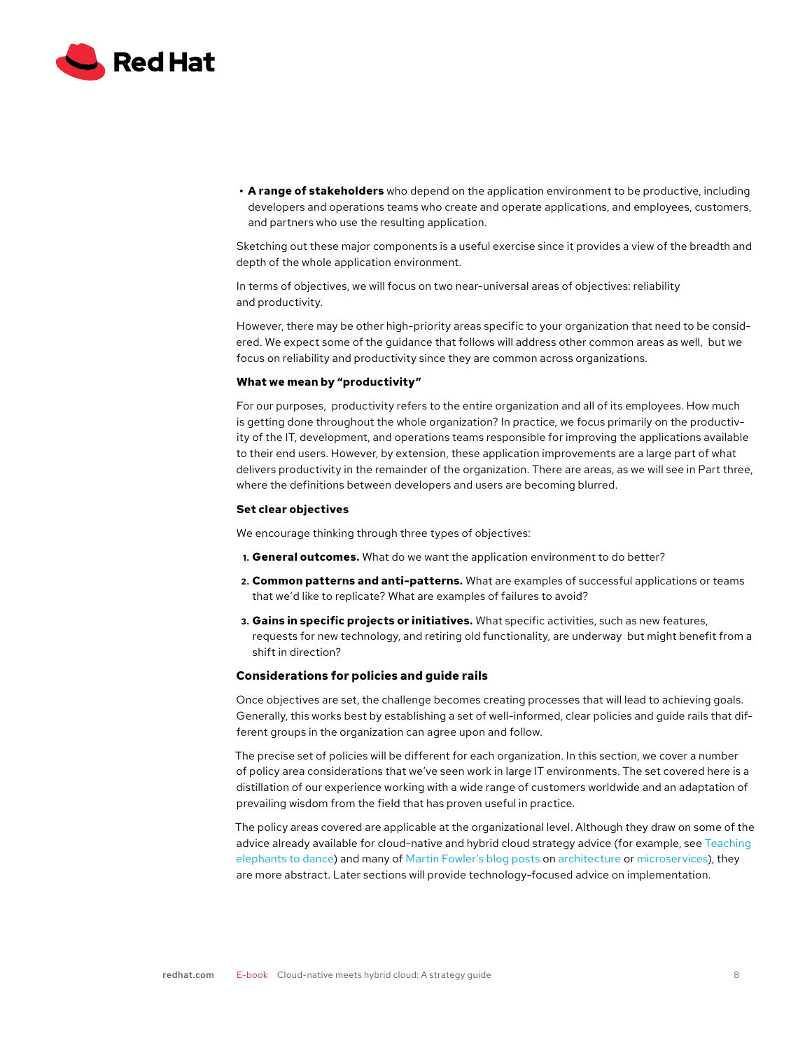- **A range of stakeholders** who depend on the application environment to be productive, including developers and operations teams who create and operate applications, and employees, customers, and partners who use the resulting application.

Sketching out these major components is a useful exercise since it provides a view of the breadth and depth of the whole application environment.

In terms of objectives, we will focus on two near-universal areas of objectives: reliability and productivity.

However, there may be other high-priority areas specific to your organization that need to be considered. We expect some of the guidance that follows will address other common areas as well, but we focus on reliability and productivity since they are common across organizations.

### What we mean by "productivity"

For our purposes, productivity refers to the entire organization and all of its employees. How much is getting done throughout the whole organization? In practice, we focus primarily on the productivity of the IT, development, and operations teams responsible for improving the applications available to their end users. However, by extension, these application improvements are a large part of what delivers productivity in the remainder of the organization. There are areas, as we will see in Part three, where the definitions between developers and users are becoming blurred.

### Set clear objectives

We encourage thinking through three types of objectives:

1. **General outcomes.** What do we want the application environment to do better?
2. **Common patterns and anti-patterns.** What are examples of successful applications or teams that we'd like to replicate? What are examples of failures to avoid?
3. **Gains in specific projects or initiatives.** What specific activities, such as new features, requests for new technology, and retiring old functionality, are underway but might benefit from a shift in direction?

## Considerations for policies and guide rails

Once objectives are set, the challenge becomes creating processes that will lead to achieving goals. Generally, this works best by establishing a set of well-informed, clear policies and guide rails that different groups in the organization can agree upon and follow.

The precise set of policies will be different for each organization. In this section, we cover a number of policy area considerations that we've seen work in large IT environments. The set covered here is a distillation of our experience working with a wide range of customers worldwide and an adaptation of prevailing wisdom from the field that has proven useful in practice.

The policy areas covered are applicable at the organizational level. Although they draw on some of the advice already available for cloud-native and hybrid cloud strategy advice (for example, see Teaching elephants to dance) and many of Martin Fowler's blog posts on architecture or microservices), they are more abstract. Later sections will provide technology-focused advice on implementation.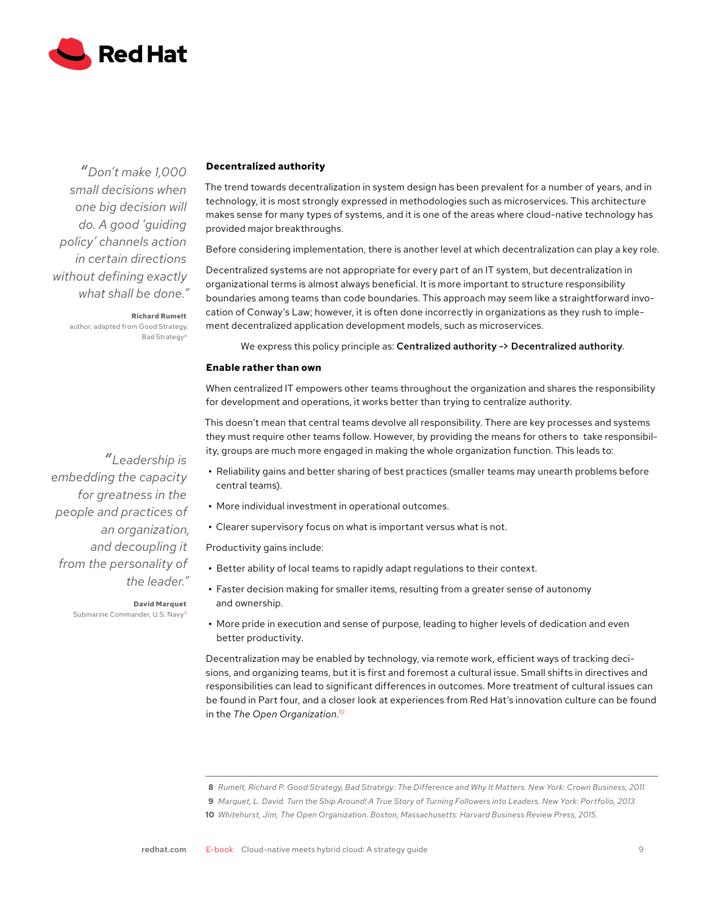> *"Don't make 1,000 small decisions when one big decision will do. A good 'guiding policy' channels action in certain directions without defining exactly what shall be done."*
>
> **Richard Rumelt**
> author, adapted from Good Strategy, Bad Strategy[8]

### Decentralized authority

The trend towards decentralization in system design has been prevalent for a number of years, and in technology, it is most strongly expressed in methodologies such as microservices. This architecture makes sense for many types of systems, and it is one of the areas where cloud-native technology has provided major breakthroughs.

Before considering implementation, there is another level at which decentralization can play a key role.

Decentralized systems are not appropriate for every part of an IT system, but decentralization in organizational terms is almost always beneficial. It is more important to structure responsibility boundaries among teams than code boundaries. This approach may seem like a straightforward invocation of Conway's Law; however, it is often done incorrectly in organizations as they rush to implement decentralized application development models, such as microservices.

We express this policy principle as: **Centralized authority -> Decentralized authority**.

### Enable rather than own

When centralized IT empowers other teams throughout the organization and shares the responsibility for development and operations, it works better than trying to centralize authority.

This doesn't mean that central teams devolve all responsibility. There are key processes and systems they must require other teams follow. However, by providing the means for others to take responsibility, groups are much more engaged in making the whole organization function. This leads to:

- Reliability gains and better sharing of best practices (smaller teams may unearth problems before central teams).
- More individual investment in operational outcomes.
- Clearer supervisory focus on what is important versus what is not.

> *"Leadership is embedding the capacity for greatness in the people and practices of an organization, and decoupling it from the personality of the leader."*
>
> **David Marquet**
> Submarine Commander, U.S. Navy[9]

Productivity gains include:

- Better ability of local teams to rapidly adapt regulations to their context.
- Faster decision making for smaller items, resulting from a greater sense of autonomy and ownership.
- More pride in execution and sense of purpose, leading to higher levels of dedication and even better productivity.

Decentralization may be enabled by technology, via remote work, efficient ways of tracking decisions, and organizing teams, but it is first and foremost a cultural issue. Small shifts in directives and responsibilities can lead to significant differences in outcomes. More treatment of cultural issues can be found in Part four, and a closer look at experiences from Red Hat's innovation culture can be found in the *The Open Organization*.[10]

---

8 *Rumelt, Richard P. Good Strategy, Bad Strategy: The Difference and Why It Matters. New York: Crown Business, 2011.*

9 *Marquet, L. David. Turn the Ship Around! A True Story of Turning Followers into Leaders. New York: Portfolio, 2013*

10 *Whitehurst, Jim, The Open Organization. Boston, Massachusetts: Harvard Business Review Press, 2015.*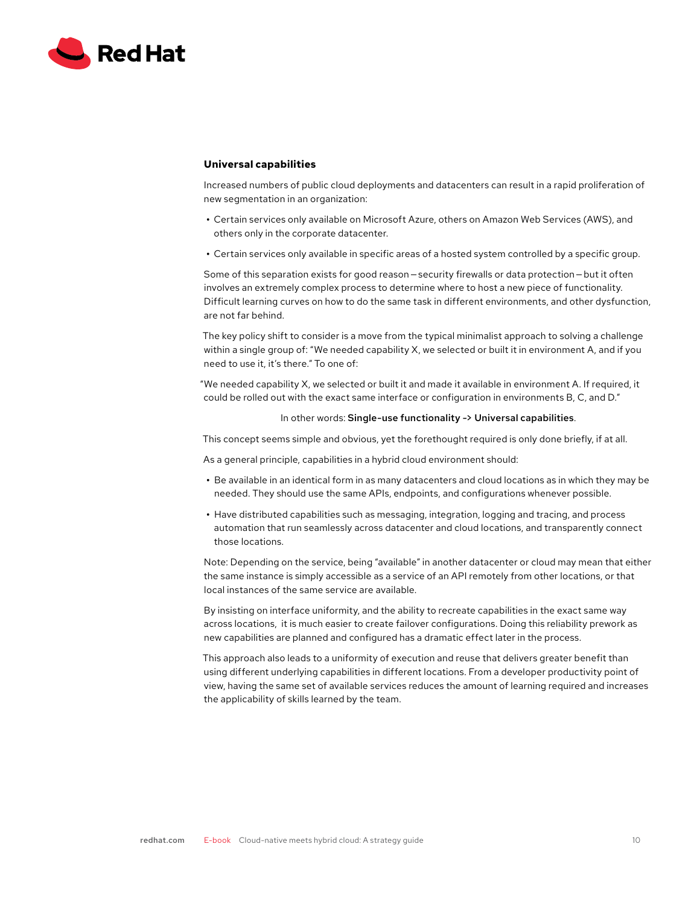### Universal capabilities

Increased numbers of public cloud deployments and datacenters can result in a rapid proliferation of new segmentation in an organization:

- Certain services only available on Microsoft Azure, others on Amazon Web Services (AWS), and others only in the corporate datacenter.
- Certain services only available in specific areas of a hosted system controlled by a specific group.

Some of this separation exists for good reason—security firewalls or data protection—but it often involves an extremely complex process to determine where to host a new piece of functionality. Difficult learning curves on how to do the same task in different environments, and other dysfunction, are not far behind.

The key policy shift to consider is a move from the typical minimalist approach to solving a challenge within a single group of: "We needed capability X, we selected or built it in environment A, and if you need to use it, it's there." To one of:

"We needed capability X, we selected or built it and made it available in environment A. If required, it could be rolled out with the exact same interface or configuration in environments B, C, and D."

In other words: **Single-use functionality -> Universal capabilities**.

This concept seems simple and obvious, yet the forethought required is only done briefly, if at all.

As a general principle, capabilities in a hybrid cloud environment should:

- Be available in an identical form in as many datacenters and cloud locations as in which they may be needed. They should use the same APIs, endpoints, and configurations whenever possible.
- Have distributed capabilities such as messaging, integration, logging and tracing, and process automation that run seamlessly across datacenter and cloud locations, and transparently connect those locations.

Note: Depending on the service, being "available" in another datacenter or cloud may mean that either the same instance is simply accessible as a service of an API remotely from other locations, or that local instances of the same service are available.

By insisting on interface uniformity, and the ability to recreate capabilities in the exact same way across locations, it is much easier to create failover configurations. Doing this reliability prework as new capabilities are planned and configured has a dramatic effect later in the process.

This approach also leads to a uniformity of execution and reuse that delivers greater benefit than using different underlying capabilities in different locations. From a developer productivity point of view, having the same set of available services reduces the amount of learning required and increases the applicability of skills learned by the team.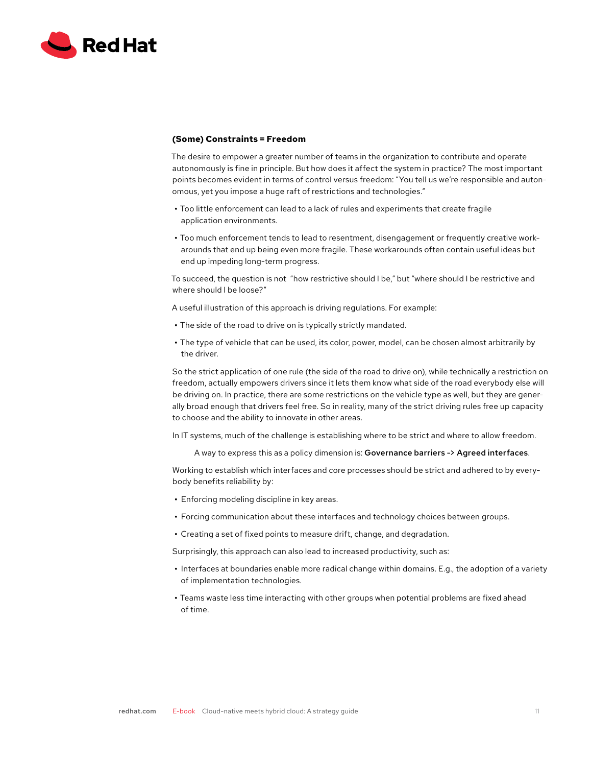### (Some) Constraints = Freedom

The desire to empower a greater number of teams in the organization to contribute and operate autonomously is fine in principle. But how does it affect the system in practice? The most important points becomes evident in terms of control versus freedom: "You tell us we're responsible and autonomous, yet you impose a huge raft of restrictions and technologies."

- Too little enforcement can lead to a lack of rules and experiments that create fragile application environments.
- Too much enforcement tends to lead to resentment, disengagement or frequently creative workarounds that end up being even more fragile. These workarounds often contain useful ideas but end up impeding long-term progress.

To succeed, the question is not "how restrictive should I be," but "where should I be restrictive and where should I be loose?"

A useful illustration of this approach is driving regulations. For example:

- The side of the road to drive on is typically strictly mandated.
- The type of vehicle that can be used, its color, power, model, can be chosen almost arbitrarily by the driver.

So the strict application of one rule (the side of the road to drive on), while technically a restriction on freedom, actually empowers drivers since it lets them know what side of the road everybody else will be driving on. In practice, there are some restrictions on the vehicle type as well, but they are generally broad enough that drivers feel free. So in reality, many of the strict driving rules free up capacity to choose and the ability to innovate in other areas.

In IT systems, much of the challenge is establishing where to be strict and where to allow freedom.

A way to express this as a policy dimension is: **Governance barriers -> Agreed interfaces**.

Working to establish which interfaces and core processes should be strict and adhered to by everybody benefits reliability by:

- Enforcing modeling discipline in key areas.
- Forcing communication about these interfaces and technology choices between groups.
- Creating a set of fixed points to measure drift, change, and degradation.

Surprisingly, this approach can also lead to increased productivity, such as:

- Interfaces at boundaries enable more radical change within domains. E.g., the adoption of a variety of implementation technologies.
- Teams waste less time interacting with other groups when potential problems are fixed ahead of time.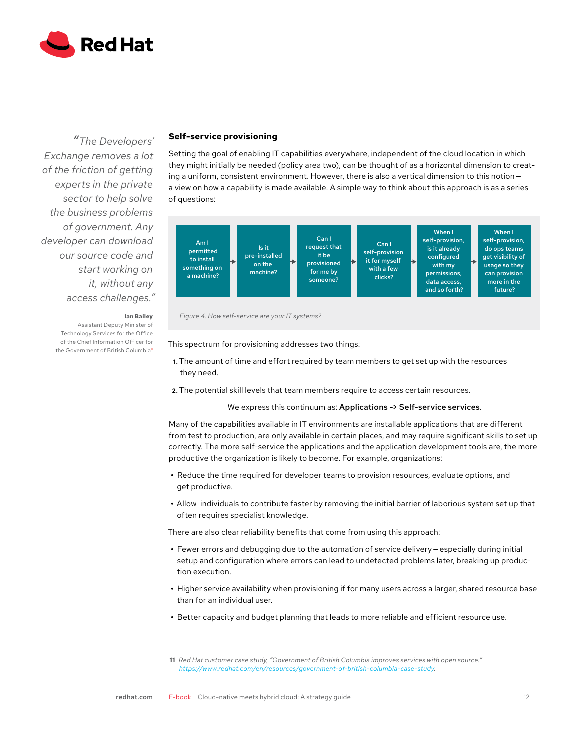"The Developers' Exchange removes a lot of the friction of getting experts in the private sector to help solve the business problems of government. Any developer can download our source code and start working on it, without any access challenges."

**Ian Bailey**
Assistant Deputy Minister of Technology Services for the Office of the Chief Information Officer for the Government of British Columbia[11]

### Self-service provisioning

Setting the goal of enabling IT capabilities everywhere, independent of the cloud location in which they might initially be needed (policy area two), can be thought of as a horizontal dimension to creating a uniform, consistent environment. However, there is also a vertical dimension to this notion — a view on how a capability is made available. A simple way to think about this approach is as a series of questions:

Am I permitted to install something on a machine? → Is it pre-installed on the machine? → Can I request that it be provisioned for me by someone? → Can I self-provision it for myself with a few clicks? → When I self-provision, is it already configured with my permissions, data access, and so forth? → When I self-provision, do ops teams get visibility of usage so they can provision more in the future?

*Figure 4. How self-service are your IT systems?*

This spectrum for provisioning addresses two things:

1. The amount of time and effort required by team members to get set up with the resources they need.
2. The potential skill levels that team members require to access certain resources.

We express this continuum as: **Applications -> Self-service services**.

Many of the capabilities available in IT environments are installable applications that are different from test to production, are only available in certain places, and may require significant skills to set up correctly. The more self-service the applications and the application development tools are, the more productive the organization is likely to become. For example, organizations:

- Reduce the time required for developer teams to provision resources, evaluate options, and get productive.
- Allow individuals to contribute faster by removing the initial barrier of laborious system set up that often requires specialist knowledge.

There are also clear reliability benefits that come from using this approach:

- Fewer errors and debugging due to the automation of service delivery — especially during initial setup and configuration where errors can lead to undetected problems later, breaking up production execution.
- Higher service availability when provisioning if for many users across a larger, shared resource base than for an individual user.
- Better capacity and budget planning that leads to more reliable and efficient resource use.

---

11 *Red Hat customer case study, "Government of British Columbia improves services with open source." https://www.redhat.com/en/resources/government-of-british-columbia-case-study.*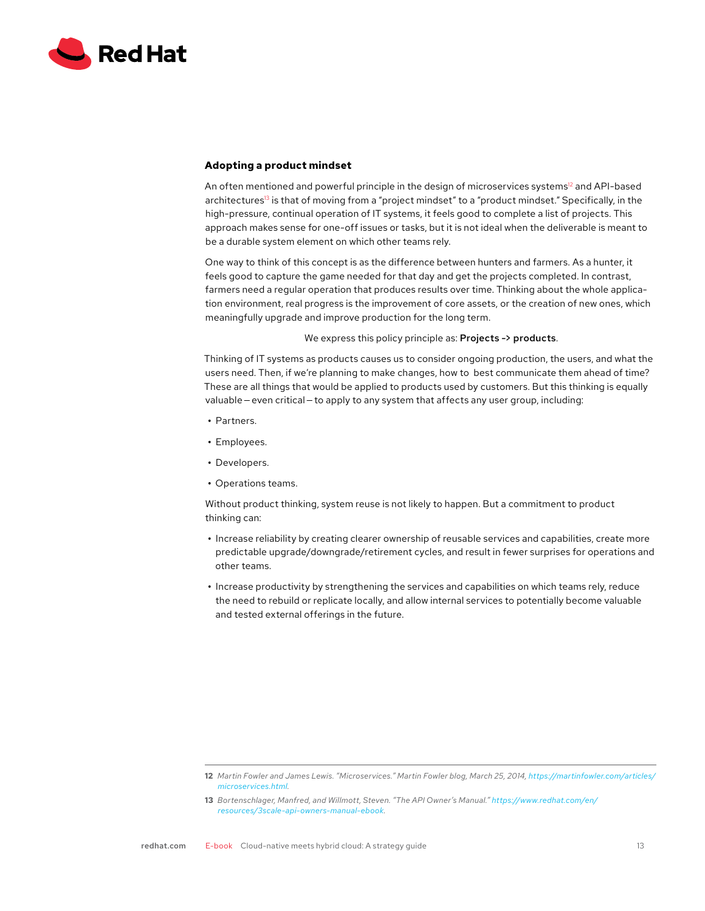### Adopting a product mindset

An often mentioned and powerful principle in the design of microservices systems[12] and API-based architectures[13] is that of moving from a "project mindset" to a "product mindset." Specifically, in the high-pressure, continual operation of IT systems, it feels good to complete a list of projects. This approach makes sense for one-off issues or tasks, but it is not ideal when the deliverable is meant to be a durable system element on which other teams rely.

One way to think of this concept is as the difference between hunters and farmers. As a hunter, it feels good to capture the game needed for that day and get the projects completed. In contrast, farmers need a regular operation that produces results over time. Thinking about the whole application environment, real progress is the improvement of core assets, or the creation of new ones, which meaningfully upgrade and improve production for the long term.

We express this policy principle as: **Projects -> products**.

Thinking of IT systems as products causes us to consider ongoing production, the users, and what the users need. Then, if we're planning to make changes, how to best communicate them ahead of time? These are all things that would be applied to products used by customers. But this thinking is equally valuable—even critical—to apply to any system that affects any user group, including:

- Partners.
- Employees.
- Developers.
- Operations teams.

Without product thinking, system reuse is not likely to happen. But a commitment to product thinking can:

- Increase reliability by creating clearer ownership of reusable services and capabilities, create more predictable upgrade/downgrade/retirement cycles, and result in fewer surprises for operations and other teams.
- Increase productivity by strengthening the services and capabilities on which teams rely, reduce the need to rebuild or replicate locally, and allow internal services to potentially become valuable and tested external offerings in the future.

---

12 *Martin Fowler and James Lewis. "Microservices." Martin Fowler blog, March 25, 2014, https://martinfowler.com/articles/microservices.html.*

13 *Bortenschlager, Manfred, and Willmott, Steven. "The API Owner's Manual." https://www.redhat.com/en/resources/3scale-api-owners-manual-ebook.*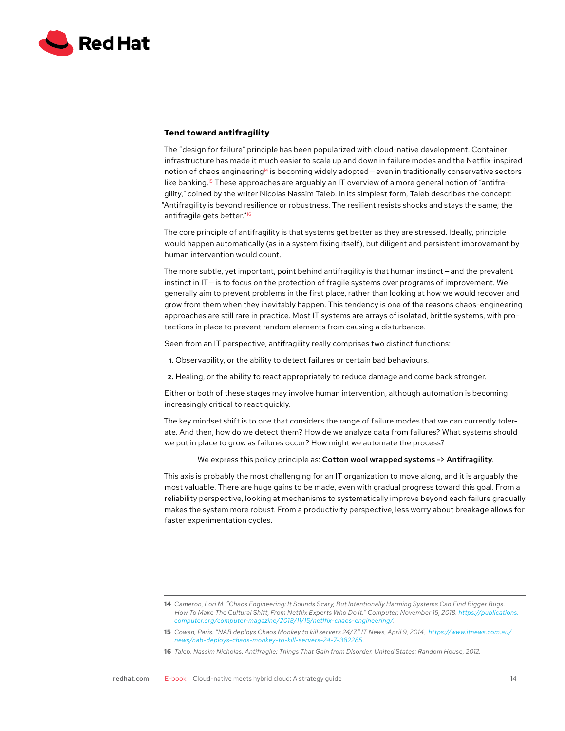### Tend toward antifragility

The "design for failure" principle has been popularized with cloud-native development. Container infrastructure has made it much easier to scale up and down in failure modes and the Netflix-inspired notion of chaos engineering[14] is becoming widely adopted — even in traditionally conservative sectors like banking.[15] These approaches are arguably an IT overview of a more general notion of "antifragility," coined by the writer Nicolas Nassim Taleb. In its simplest form, Taleb describes the concept: "Antifragility is beyond resilience or robustness. The resilient resists shocks and stays the same; the antifragile gets better."[16]

The core principle of antifragility is that systems get better as they are stressed. Ideally, principle would happen automatically (as in a system fixing itself), but diligent and persistent improvement by human intervention would count.

The more subtle, yet important, point behind antifragility is that human instinct — and the prevalent instinct in IT — is to focus on the protection of fragile systems over programs of improvement. We generally aim to prevent problems in the first place, rather than looking at how we would recover and grow from them when they inevitably happen. This tendency is one of the reasons chaos-engineering approaches are still rare in practice. Most IT systems are arrays of isolated, brittle systems, with protections in place to prevent random elements from causing a disturbance.

Seen from an IT perspective, antifragility really comprises two distinct functions:

1. Observability, or the ability to detect failures or certain bad behaviours.
2. Healing, or the ability to react appropriately to reduce damage and come back stronger.

Either or both of these stages may involve human intervention, although automation is becoming increasingly critical to react quickly.

The key mindset shift is to one that considers the range of failure modes that we can currently tolerate. And then, how do we detect them? How de we analyze data from failures? What systems should we put in place to grow as failures occur? How might we automate the process?

We express this policy principle as: **Cotton wool wrapped systems -> Antifragility**.

This axis is probably the most challenging for an IT organization to move along, and it is arguably the most valuable. There are huge gains to be made, even with gradual progress toward this goal. From a reliability perspective, looking at mechanisms to systematically improve beyond each failure gradually makes the system more robust. From a productivity perspective, less worry about breakage allows for faster experimentation cycles.

---

**14** *Cameron, Lori M. "Chaos Engineering: It Sounds Scary, But Intentionally Harming Systems Can Find Bigger Bugs. How To Make The Cultural Shift, From Netflix Experts Who Do It." Computer, November 15, 2018. https://publications.computer.org/computer-magazine/2018/11/15/netflix-chaos-engineering/.*

**15** *Cowan, Paris. "NAB deploys Chaos Monkey to kill servers 24/7." IT News, April 9, 2014, https://www.itnews.com.au/news/nab-deploys-chaos-monkey-to-kill-servers-24-7-382285.*

**16** *Taleb, Nassim Nicholas. Antifragile: Things That Gain from Disorder. United States: Random House, 2012.*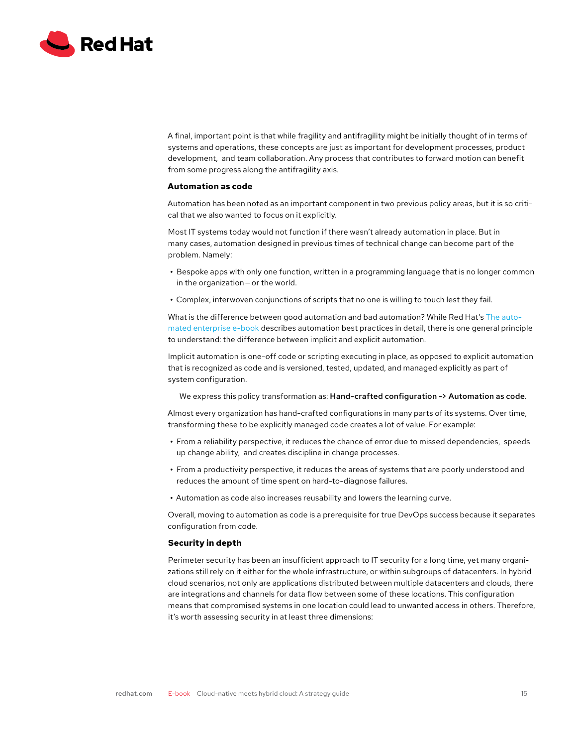A final, important point is that while fragility and antifragility might be initially thought of in terms of systems and operations, these concepts are just as important for development processes, product development, and team collaboration. Any process that contributes to forward motion can benefit from some progress along the antifragility axis.

### Automation as code

Automation has been noted as an important component in two previous policy areas, but it is so critical that we also wanted to focus on it explicitly.

Most IT systems today would not function if there wasn't already automation in place. But in many cases, automation designed in previous times of technical change can become part of the problem. Namely:

- Bespoke apps with only one function, written in a programming language that is no longer common in the organization—or the world.
- Complex, interwoven conjunctions of scripts that no one is willing to touch lest they fail.

What is the difference between good automation and bad automation? While Red Hat's The automated enterprise e-book describes automation best practices in detail, there is one general principle to understand: the difference between implicit and explicit automation.

Implicit automation is one-off code or scripting executing in place, as opposed to explicit automation that is recognized as code and is versioned, tested, updated, and managed explicitly as part of system configuration.

We express this policy transformation as: **Hand-crafted configuration -> Automation as code**.

Almost every organization has hand-crafted configurations in many parts of its systems. Over time, transforming these to be explicitly managed code creates a lot of value. For example:

- From a reliability perspective, it reduces the chance of error due to missed dependencies, speeds up change ability, and creates discipline in change processes.
- From a productivity perspective, it reduces the areas of systems that are poorly understood and reduces the amount of time spent on hard-to-diagnose failures.
- Automation as code also increases reusability and lowers the learning curve.

Overall, moving to automation as code is a prerequisite for true DevOps success because it separates configuration from code.

### Security in depth

Perimeter security has been an insufficient approach to IT security for a long time, yet many organizations still rely on it either for the whole infrastructure, or within subgroups of datacenters. In hybrid cloud scenarios, not only are applications distributed between multiple datacenters and clouds, there are integrations and channels for data flow between some of these locations. This configuration means that compromised systems in one location could lead to unwanted access in others. Therefore, it's worth assessing security in at least three dimensions: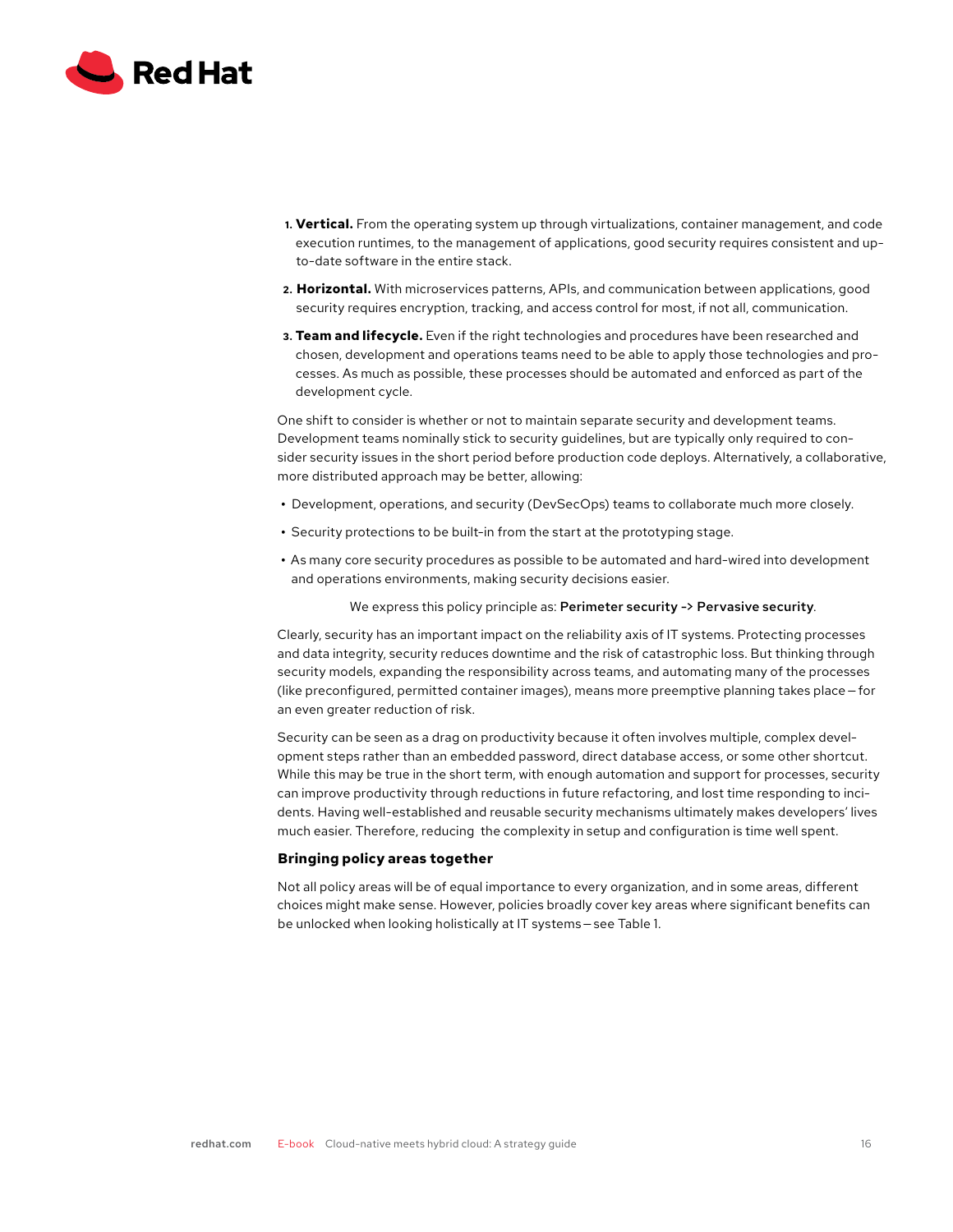1. **Vertical.** From the operating system up through virtualizations, container management, and code execution runtimes, to the management of applications, good security requires consistent and up-to-date software in the entire stack.
2. **Horizontal.** With microservices patterns, APIs, and communication between applications, good security requires encryption, tracking, and access control for most, if not all, communication.
3. **Team and lifecycle.** Even if the right technologies and procedures have been researched and chosen, development and operations teams need to be able to apply those technologies and processes. As much as possible, these processes should be automated and enforced as part of the development cycle.

One shift to consider is whether or not to maintain separate security and development teams. Development teams nominally stick to security guidelines, but are typically only required to consider security issues in the short period before production code deploys. Alternatively, a collaborative, more distributed approach may be better, allowing:

- Development, operations, and security (DevSecOps) teams to collaborate much more closely.
- Security protections to be built-in from the start at the prototyping stage.
- As many core security procedures as possible to be automated and hard-wired into development and operations environments, making security decisions easier.

We express this policy principle as: **Perimeter security -> Pervasive security**.

Clearly, security has an important impact on the reliability axis of IT systems. Protecting processes and data integrity, security reduces downtime and the risk of catastrophic loss. But thinking through security models, expanding the responsibility across teams, and automating many of the processes (like preconfigured, permitted container images), means more preemptive planning takes place — for an even greater reduction of risk.

Security can be seen as a drag on productivity because it often involves multiple, complex development steps rather than an embedded password, direct database access, or some other shortcut. While this may be true in the short term, with enough automation and support for processes, security can improve productivity through reductions in future refactoring, and lost time responding to incidents. Having well-established and reusable security mechanisms ultimately makes developers' lives much easier. Therefore, reducing the complexity in setup and configuration is time well spent.

### Bringing policy areas together

Not all policy areas will be of equal importance to every organization, and in some areas, different choices might make sense. However, policies broadly cover key areas where significant benefits can be unlocked when looking holistically at IT systems — see Table 1.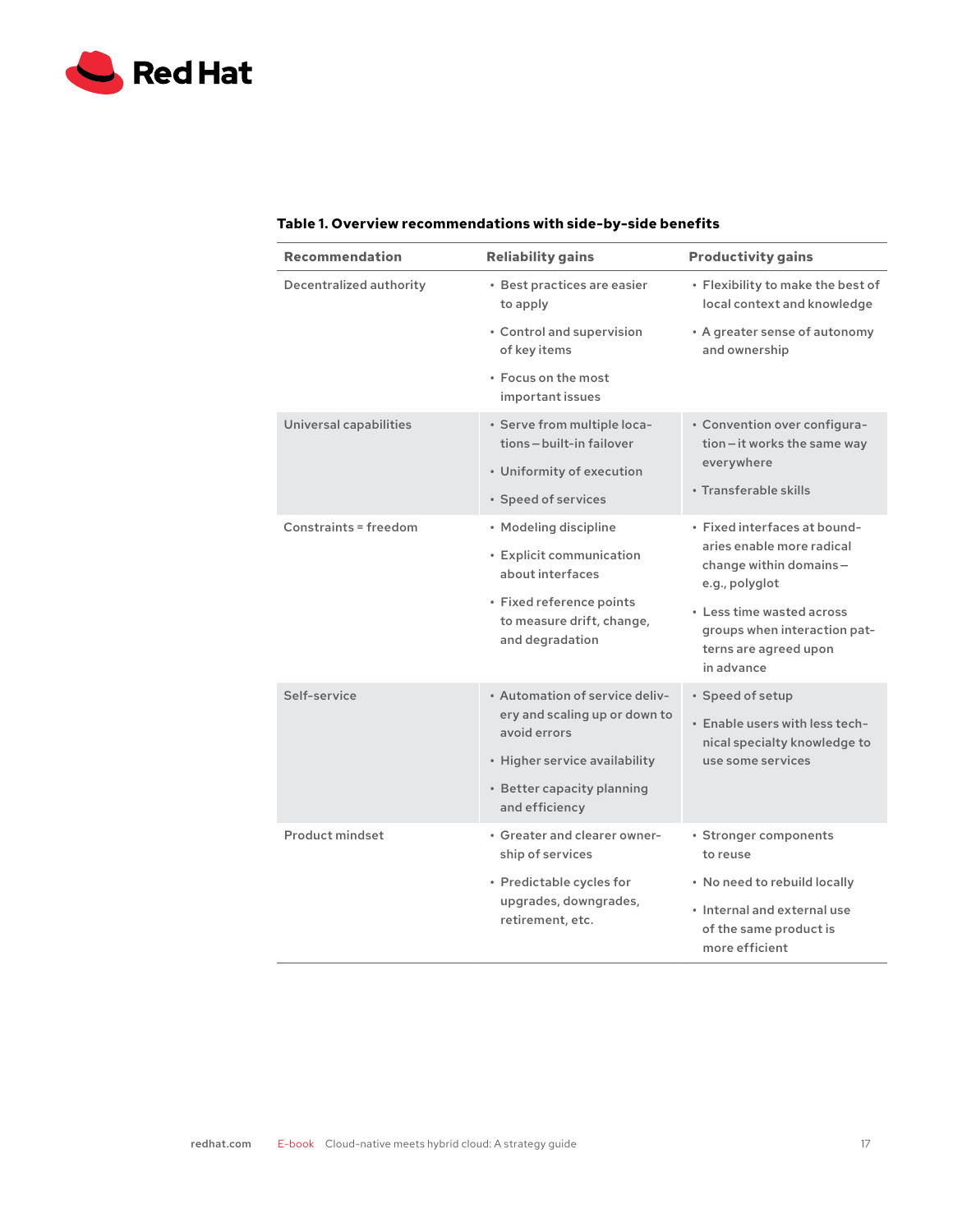**Table 1. Overview recommendations with side-by-side benefits**

| Recommendation | Reliability gains | Productivity gains |
| --- | --- | --- |
| Decentralized authority | • Best practices are easier to apply<br>• Control and supervision of key items<br>• Focus on the most important issues | • Flexibility to make the best of local context and knowledge<br>• A greater sense of autonomy and ownership |
| Universal capabilities | • Serve from multiple locations—built-in failover<br>• Uniformity of execution<br>• Speed of services | • Convention over configuration—it works the same way everywhere<br>• Transferable skills |
| Constraints = freedom | • Modeling discipline<br>• Explicit communication about interfaces<br>• Fixed reference points to measure drift, change, and degradation | • Fixed interfaces at boundaries enable more radical change within domains—e.g., polyglot<br>• Less time wasted across groups when interaction patterns are agreed upon in advance |
| Self-service | • Automation of service delivery and scaling up or down to avoid errors<br>• Higher service availability<br>• Better capacity planning and efficiency | • Speed of setup<br>• Enable users with less technical specialty knowledge to use some services |
| Product mindset | • Greater and clearer ownership of services<br>• Predictable cycles for upgrades, downgrades, retirement, etc. | • Stronger components to reuse<br>• No need to rebuild locally<br>• Internal and external use of the same product is more efficient |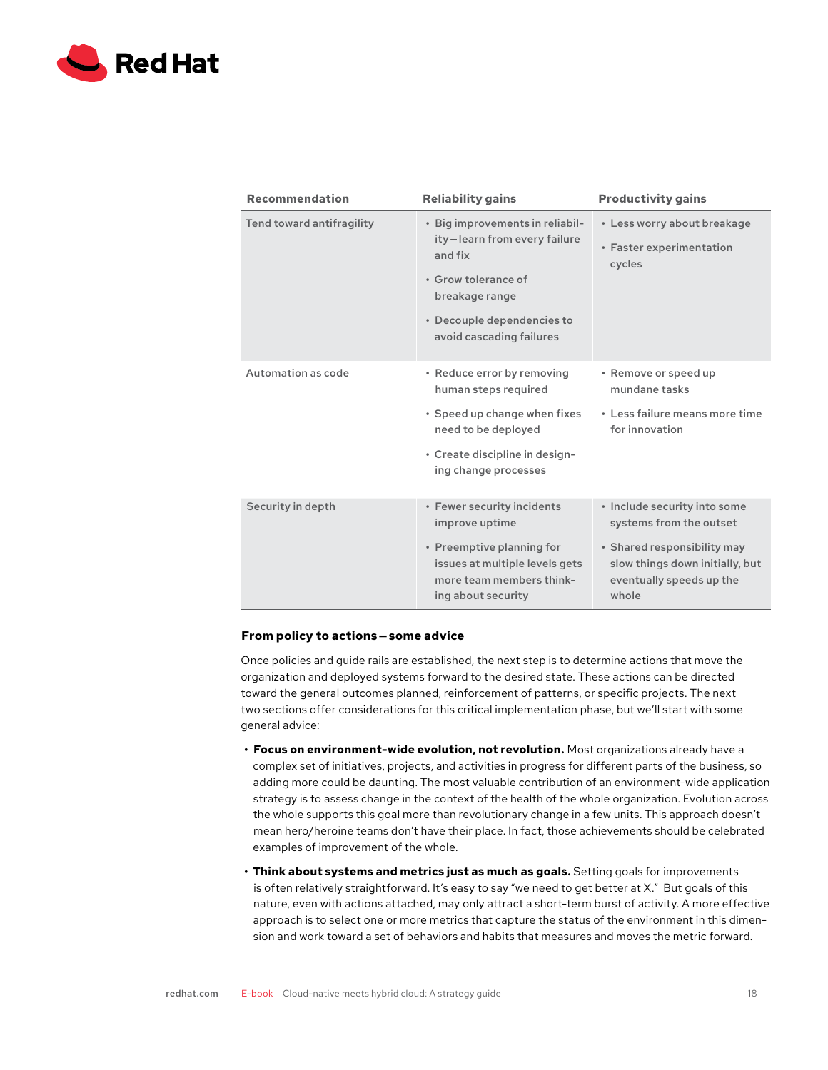| Recommendation | Reliability gains | Productivity gains |
|---|---|---|
| Tend toward antifragility | • Big improvements in reliability – learn from every failure and fix<br>• Grow tolerance of breakage range<br>• Decouple dependencies to avoid cascading failures | • Less worry about breakage<br>• Faster experimentation cycles |
| Automation as code | • Reduce error by removing human steps required<br>• Speed up change when fixes need to be deployed<br>• Create discipline in designing change processes | • Remove or speed up mundane tasks<br>• Less failure means more time for innovation |
| Security in depth | • Fewer security incidents improve uptime<br>• Preemptive planning for issues at multiple levels gets more team members thinking about security | • Include security into some systems from the outset<br>• Shared responsibility may slow things down initially, but eventually speeds up the whole |

### From policy to actions – some advice

Once policies and guide rails are established, the next step is to determine actions that move the organization and deployed systems forward to the desired state. These actions can be directed toward the general outcomes planned, reinforcement of patterns, or specific projects. The next two sections offer considerations for this critical implementation phase, but we'll start with some general advice:

- **Focus on environment-wide evolution, not revolution.** Most organizations already have a complex set of initiatives, projects, and activities in progress for different parts of the business, so adding more could be daunting. The most valuable contribution of an environment-wide application strategy is to assess change in the context of the health of the whole organization. Evolution across the whole supports this goal more than revolutionary change in a few units. This approach doesn't mean hero/heroine teams don't have their place. In fact, those achievements should be celebrated examples of improvement of the whole.
- **Think about systems and metrics just as much as goals.** Setting goals for improvements is often relatively straightforward. It's easy to say "we need to get better at X." But goals of this nature, even with actions attached, may only attract a short-term burst of activity. A more effective approach is to select one or more metrics that capture the status of the environment in this dimension and work toward a set of behaviors and habits that measures and moves the metric forward.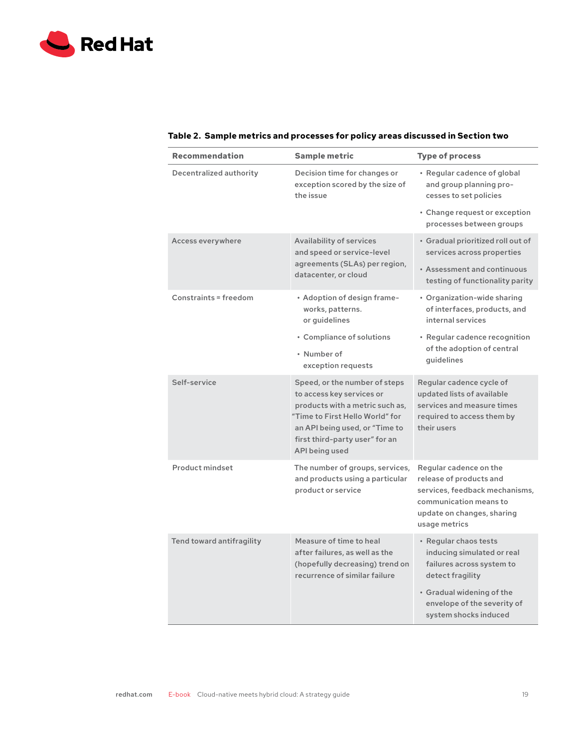**Table 2. Sample metrics and processes for policy areas discussed in Section two**

| Recommendation | Sample metric | Type of process |
|---|---|---|
| Decentralized authority | Decision time for changes or exception scored by the size of the issue | • Regular cadence of global and group planning processes to set policies<br>• Change request or exception processes between groups |
| Access everywhere | Availability of services and speed or service-level agreements (SLAs) per region, datacenter, or cloud | • Gradual prioritized roll out of services across properties<br>• Assessment and continuous testing of functionality parity |
| Constraints = freedom | • Adoption of design frameworks, patterns. or guidelines<br>• Compliance of solutions<br>• Number of exception requests | • Organization-wide sharing of interfaces, products, and internal services<br>• Regular cadence recognition of the adoption of central guidelines |
| Self-service | Speed, or the number of steps to access key services or products with a metric such as, "Time to First Hello World" for an API being used, or "Time to first third-party user" for an API being used | Regular cadence cycle of updated lists of available services and measure times required to access them by their users |
| Product mindset | The number of groups, services, and products using a particular product or service | Regular cadence on the release of products and services, feedback mechanisms, communication means to update on changes, sharing usage metrics |
| Tend toward antifragility | Measure of time to heal after failures, as well as the (hopefully decreasing) trend on recurrence of similar failure | • Regular chaos tests inducing simulated or real failures across system to detect fragility<br>• Gradual widening of the envelope of the severity of system shocks induced |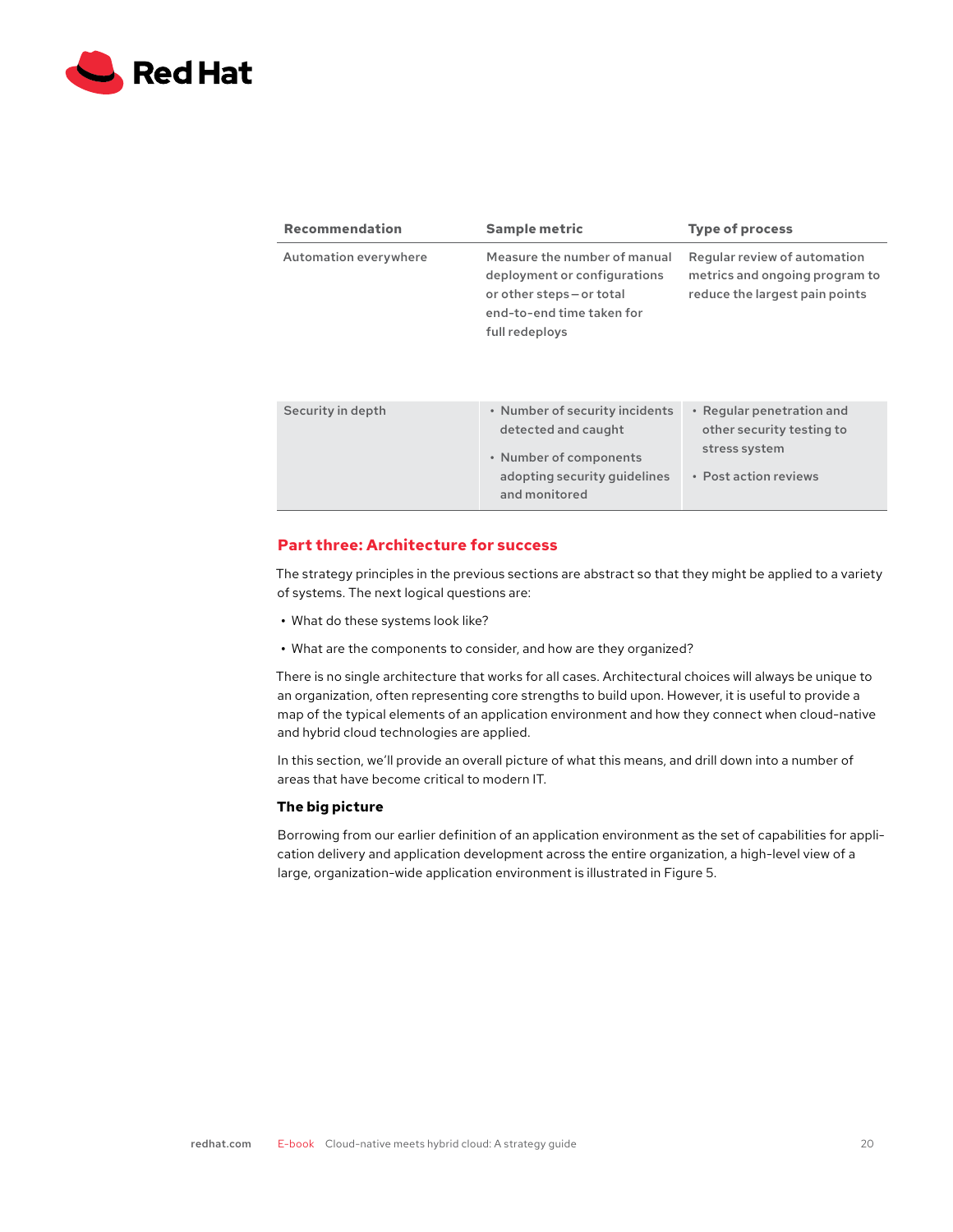| Recommendation | Sample metric | Type of process |
|---|---|---|
| Automation everywhere | Measure the number of manual deployment or configurations or other steps – or total end-to-end time taken for full redeploys | Regular review of automation metrics and ongoing program to reduce the largest pain points |
| Security in depth | • Number of security incidents detected and caught<br>• Number of components adopting security guidelines and monitored | • Regular penetration and other security testing to stress system<br>• Post action reviews |

## Part three: Architecture for success

The strategy principles in the previous sections are abstract so that they might be applied to a variety of systems. The next logical questions are:

- What do these systems look like?
- What are the components to consider, and how are they organized?

There is no single architecture that works for all cases. Architectural choices will always be unique to an organization, often representing core strengths to build upon. However, it is useful to provide a map of the typical elements of an application environment and how they connect when cloud-native and hybrid cloud technologies are applied.

In this section, we'll provide an overall picture of what this means, and drill down into a number of areas that have become critical to modern IT.

### The big picture

Borrowing from our earlier definition of an application environment as the set of capabilities for application delivery and application development across the entire organization, a high-level view of a large, organization-wide application environment is illustrated in Figure 5.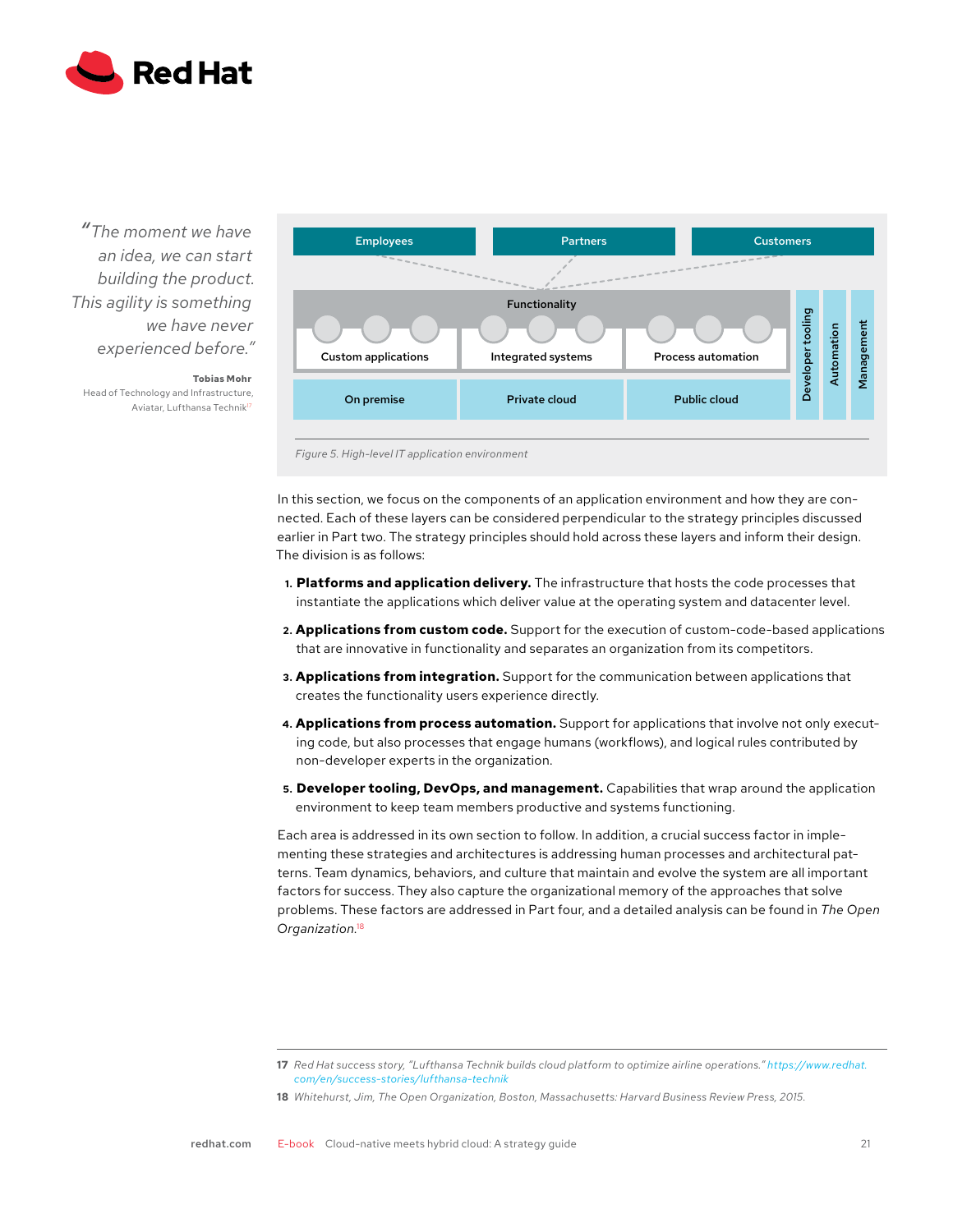*"The moment we have an idea, we can start building the product. This agility is something we have never experienced before."*

**Tobias Mohr**
Head of Technology and Infrastructure, Aviatar, Lufthansa Technik[17]

Employees | Partners | Customers

Functionality

Custom applications | Integrated systems | Process automation

On premise | Private cloud | Public cloud

Developer tooling | Automation | Management

*Figure 5. High-level IT application environment*

In this section, we focus on the components of an application environment and how they are connected. Each of these layers can be considered perpendicular to the strategy principles discussed earlier in Part two. The strategy principles should hold across these layers and inform their design. The division is as follows:

1. **Platforms and application delivery.** The infrastructure that hosts the code processes that instantiate the applications which deliver value at the operating system and datacenter level.
2. **Applications from custom code.** Support for the execution of custom-code-based applications that are innovative in functionality and separates an organization from its competitors.
3. **Applications from integration.** Support for the communication between applications that creates the functionality users experience directly.
4. **Applications from process automation.** Support for applications that involve not only executing code, but also processes that engage humans (workflows), and logical rules contributed by non-developer experts in the organization.
5. **Developer tooling, DevOps, and management.** Capabilities that wrap around the application environment to keep team members productive and systems functioning.

Each area is addressed in its own section to follow. In addition, a crucial success factor in implementing these strategies and architectures is addressing human processes and architectural patterns. Team dynamics, behaviors, and culture that maintain and evolve the system are all important factors for success. They also capture the organizational memory of the approaches that solve problems. These factors are addressed in Part four, and a detailed analysis can be found in *The Open Organization.*[18]

---

**17** *Red Hat success story, "Lufthansa Technik builds cloud platform to optimize airline operations." https://www.redhat.com/en/success-stories/lufthansa-technik*

**18** *Whitehurst, Jim, The Open Organization, Boston, Massachusetts: Harvard Business Review Press, 2015.*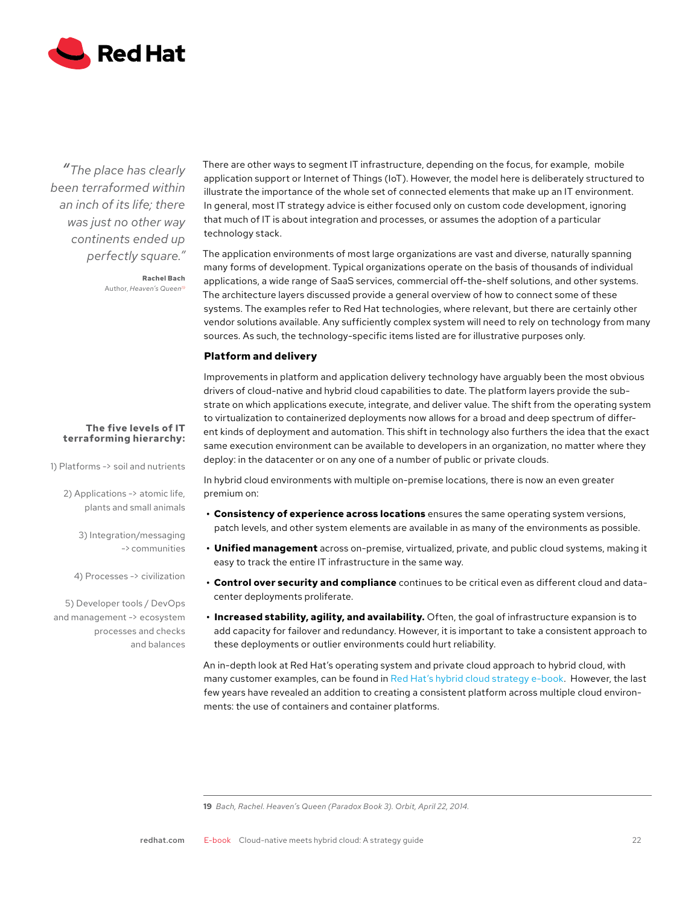*"The place has clearly been terraformed within an inch of its life; there was just no other way continents ended up perfectly square."*

**Rachel Bach**
Author, *Heaven's Queen*[19]

**The five levels of IT terraforming hierarchy:**

1) Platforms -> soil and nutrients

2) Applications -> atomic life, plants and small animals

3) Integration/messaging -> communities

4) Processes -> civilization

5) Developer tools / DevOps and management -> ecosystem processes and checks and balances

There are other ways to segment IT infrastructure, depending on the focus, for example, mobile application support or Internet of Things (IoT). However, the model here is deliberately structured to illustrate the importance of the whole set of connected elements that make up an IT environment. In general, most IT strategy advice is either focused only on custom code development, ignoring that much of IT is about integration and processes, or assumes the adoption of a particular technology stack.

The application environments of most large organizations are vast and diverse, naturally spanning many forms of development. Typical organizations operate on the basis of thousands of individual applications, a wide range of SaaS services, commercial off-the-shelf solutions, and other systems. The architecture layers discussed provide a general overview of how to connect some of these systems. The examples refer to Red Hat technologies, where relevant, but there are certainly other vendor solutions available. Any sufficiently complex system will need to rely on technology from many sources. As such, the technology-specific items listed are for illustrative purposes only.

### Platform and delivery

Improvements in platform and application delivery technology have arguably been the most obvious drivers of cloud-native and hybrid cloud capabilities to date. The platform layers provide the substrate on which applications execute, integrate, and deliver value. The shift from the operating system to virtualization to containerized deployments now allows for a broad and deep spectrum of different kinds of deployment and automation. This shift in technology also furthers the idea that the exact same execution environment can be available to developers in an organization, no matter where they deploy: in the datacenter or on any one of a number of public or private clouds.

In hybrid cloud environments with multiple on-premise locations, there is now an even greater premium on:

- **Consistency of experience across locations** ensures the same operating system versions, patch levels, and other system elements are available in as many of the environments as possible.
- **Unified management** across on-premise, virtualized, private, and public cloud systems, making it easy to track the entire IT infrastructure in the same way.
- **Control over security and compliance** continues to be critical even as different cloud and datacenter deployments proliferate.
- **Increased stability, agility, and availability.** Often, the goal of infrastructure expansion is to add capacity for failover and redundancy. However, it is important to take a consistent approach to these deployments or outlier environments could hurt reliability.

An in-depth look at Red Hat's operating system and private cloud approach to hybrid cloud, with many customer examples, can be found in Red Hat's hybrid cloud strategy e-book. However, the last few years have revealed an addition to creating a consistent platform across multiple cloud environments: the use of containers and container platforms.

---

**19** *Bach, Rachel. Heaven's Queen (Paradox Book 3). Orbit, April 22, 2014.*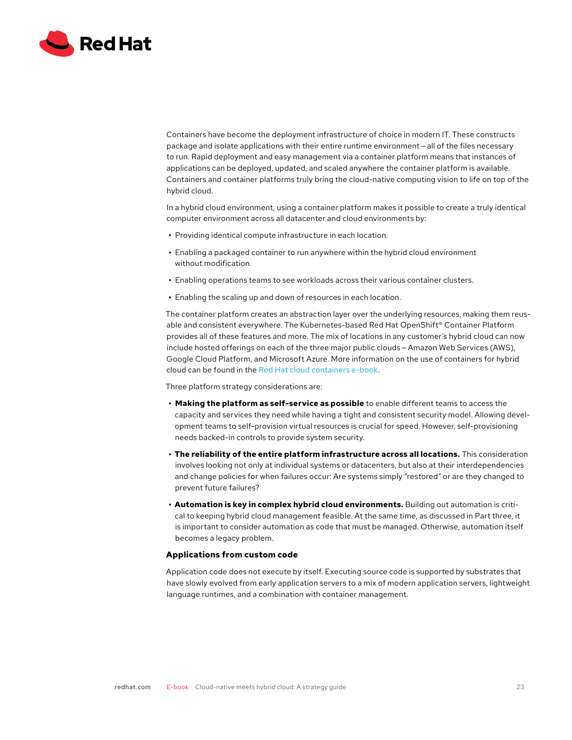Containers have become the deployment infrastructure of choice in modern IT. These constructs package and isolate applications with their entire runtime environment—all of the files necessary to run. Rapid deployment and easy management via a container platform means that instances of applications can be deployed, updated, and scaled anywhere the container platform is available. Containers and container platforms truly bring the cloud-native computing vision to life on top of the hybrid cloud.

In a hybrid cloud environment, using a container platform makes it possible to create a truly identical computer environment across all datacenter and cloud environments by:

- Providing identical compute infrastructure in each location.
- Enabling a packaged container to run anywhere within the hybrid cloud environment without modification.
- Enabling operations teams to see workloads across their various container clusters.
- Enabling the scaling up and down of resources in each location.

The container platform creates an abstraction layer over the underlying resources, making them reusable and consistent everywhere. The Kubernetes-based Red Hat OpenShift® Container Platform provides all of these features and more. The mix of locations in any customer's hybrid cloud can now include hosted offerings on each of the three major public clouds—Amazon Web Services (AWS), Google Cloud Platform, and Microsoft Azure. More information on the use of containers for hybrid cloud can be found in the Red Hat cloud containers e-book.

Three platform strategy considerations are:

- **Making the platform as self-service as possible** to enable different teams to access the capacity and services they need while having a tight and consistent security model. Allowing development teams to self-provision virtual resources is crucial for speed. However, self-provisioning needs backed-in controls to provide system security.
- **The reliability of the entire platform infrastructure across all locations.** This consideration involves looking not only at individual systems or datacenters, but also at their interdependencies and change policies for when failures occur: Are systems simply "restored" or are they changed to prevent future failures?
- **Automation is key in complex hybrid cloud environments.** Building out automation is critical to keeping hybrid cloud management feasible. At the same time, as discussed in Part three, it is important to consider automation as code that must be managed. Otherwise, automation itself becomes a legacy problem.

### Applications from custom code

Application code does not execute by itself. Executing source code is supported by substrates that have slowly evolved from early application servers to a mix of modern application servers, lightweight language runtimes, and a combination with container management.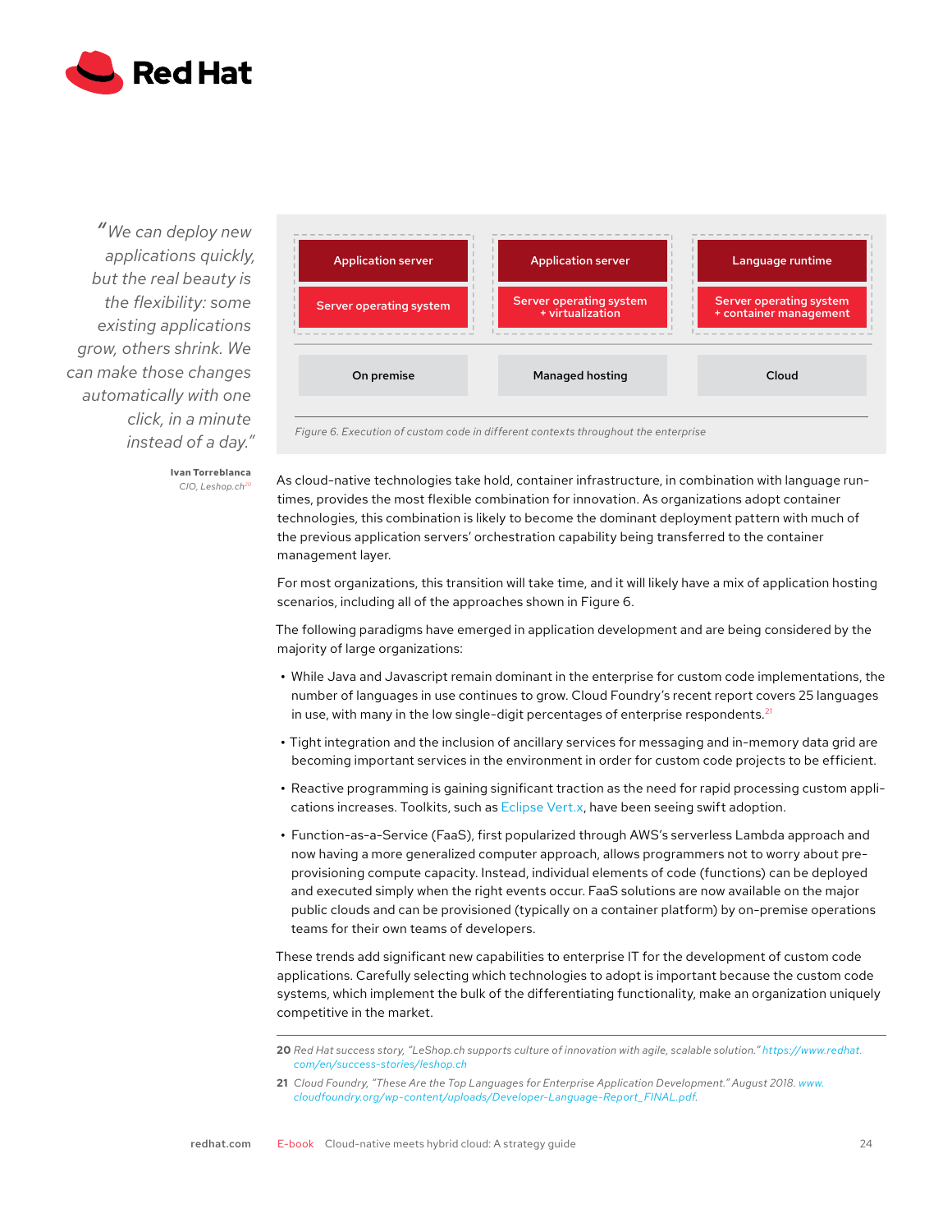> *"We can deploy new applications quickly, but the real beauty is the flexibility: some existing applications grow, others shrink. We can make those changes automatically with one click, in a minute instead of a day."*
>
> **Ivan Torreblanca**
> CIO, Leshop.ch[20]

| Application server | Application server | Language runtime |
| --- | --- | --- |
| Server operating system | Server operating system + virtualization | Server operating system + container management |
| On premise | Managed hosting | Cloud |

*Figure 6. Execution of custom code in different contexts throughout the enterprise*

As cloud-native technologies take hold, container infrastructure, in combination with language run-times, provides the most flexible combination for innovation. As organizations adopt container technologies, this combination is likely to become the dominant deployment pattern with much of the previous application servers' orchestration capability being transferred to the container management layer.

For most organizations, this transition will take time, and it will likely have a mix of application hosting scenarios, including all of the approaches shown in Figure 6.

The following paradigms have emerged in application development and are being considered by the majority of large organizations:

- While Java and Javascript remain dominant in the enterprise for custom code implementations, the number of languages in use continues to grow. Cloud Foundry's recent report covers 25 languages in use, with many in the low single-digit percentages of enterprise respondents.[21]
- Tight integration and the inclusion of ancillary services for messaging and in-memory data grid are becoming important services in the environment in order for custom code projects to be efficient.
- Reactive programming is gaining significant traction as the need for rapid processing custom applications increases. Toolkits, such as Eclipse Vert.x, have been seeing swift adoption.
- Function-as-a-Service (FaaS), first popularized through AWS's serverless Lambda approach and now having a more generalized computer approach, allows programmers not to worry about pre-provisioning compute capacity. Instead, individual elements of code (functions) can be deployed and executed simply when the right events occur. FaaS solutions are now available on the major public clouds and can be provisioned (typically on a container platform) by on-premise operations teams for their own teams of developers.

These trends add significant new capabilities to enterprise IT for the development of custom code applications. Carefully selecting which technologies to adopt is important because the custom code systems, which implement the bulk of the differentiating functionality, make an organization uniquely competitive in the market.

---

**20** Red Hat success story, "LeShop.ch supports culture of innovation with agile, scalable solution." https://www.redhat.com/en/success-stories/leshop.ch

**21** Cloud Foundry, "These Are the Top Languages for Enterprise Application Development." August 2018. www.cloudfoundry.org/wp-content/uploads/Developer-Language-Report_FINAL.pdf.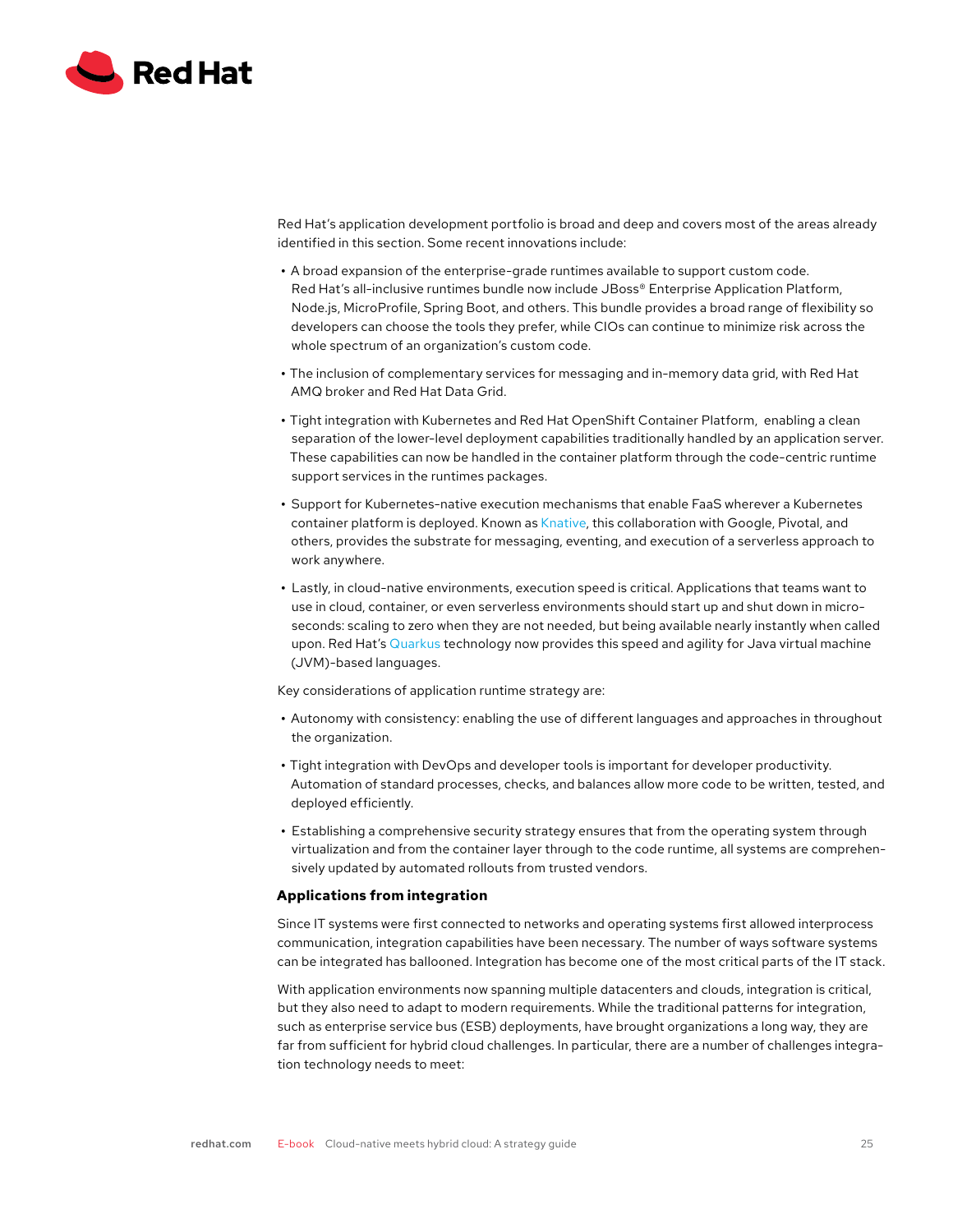Red Hat's application development portfolio is broad and deep and covers most of the areas already identified in this section. Some recent innovations include:

- A broad expansion of the enterprise-grade runtimes available to support custom code. Red Hat's all-inclusive runtimes bundle now include JBoss® Enterprise Application Platform, Node.js, MicroProfile, Spring Boot, and others. This bundle provides a broad range of flexibility so developers can choose the tools they prefer, while CIOs can continue to minimize risk across the whole spectrum of an organization's custom code.
- The inclusion of complementary services for messaging and in-memory data grid, with Red Hat AMQ broker and Red Hat Data Grid.
- Tight integration with Kubernetes and Red Hat OpenShift Container Platform, enabling a clean separation of the lower-level deployment capabilities traditionally handled by an application server. These capabilities can now be handled in the container platform through the code-centric runtime support services in the runtimes packages.
- Support for Kubernetes-native execution mechanisms that enable FaaS wherever a Kubernetes container platform is deployed. Known as Knative, this collaboration with Google, Pivotal, and others, provides the substrate for messaging, eventing, and execution of a serverless approach to work anywhere.
- Lastly, in cloud-native environments, execution speed is critical. Applications that teams want to use in cloud, container, or even serverless environments should start up and shut down in micro-seconds: scaling to zero when they are not needed, but being available nearly instantly when called upon. Red Hat's Quarkus technology now provides this speed and agility for Java virtual machine (JVM)-based languages.

Key considerations of application runtime strategy are:

- Autonomy with consistency: enabling the use of different languages and approaches in throughout the organization.
- Tight integration with DevOps and developer tools is important for developer productivity. Automation of standard processes, checks, and balances allow more code to be written, tested, and deployed efficiently.
- Establishing a comprehensive security strategy ensures that from the operating system through virtualization and from the container layer through to the code runtime, all systems are comprehensively updated by automated rollouts from trusted vendors.

### Applications from integration

Since IT systems were first connected to networks and operating systems first allowed interprocess communication, integration capabilities have been necessary. The number of ways software systems can be integrated has ballooned. Integration has become one of the most critical parts of the IT stack.

With application environments now spanning multiple datacenters and clouds, integration is critical, but they also need to adapt to modern requirements. While the traditional patterns for integration, such as enterprise service bus (ESB) deployments, have brought organizations a long way, they are far from sufficient for hybrid cloud challenges. In particular, there are a number of challenges integration technology needs to meet: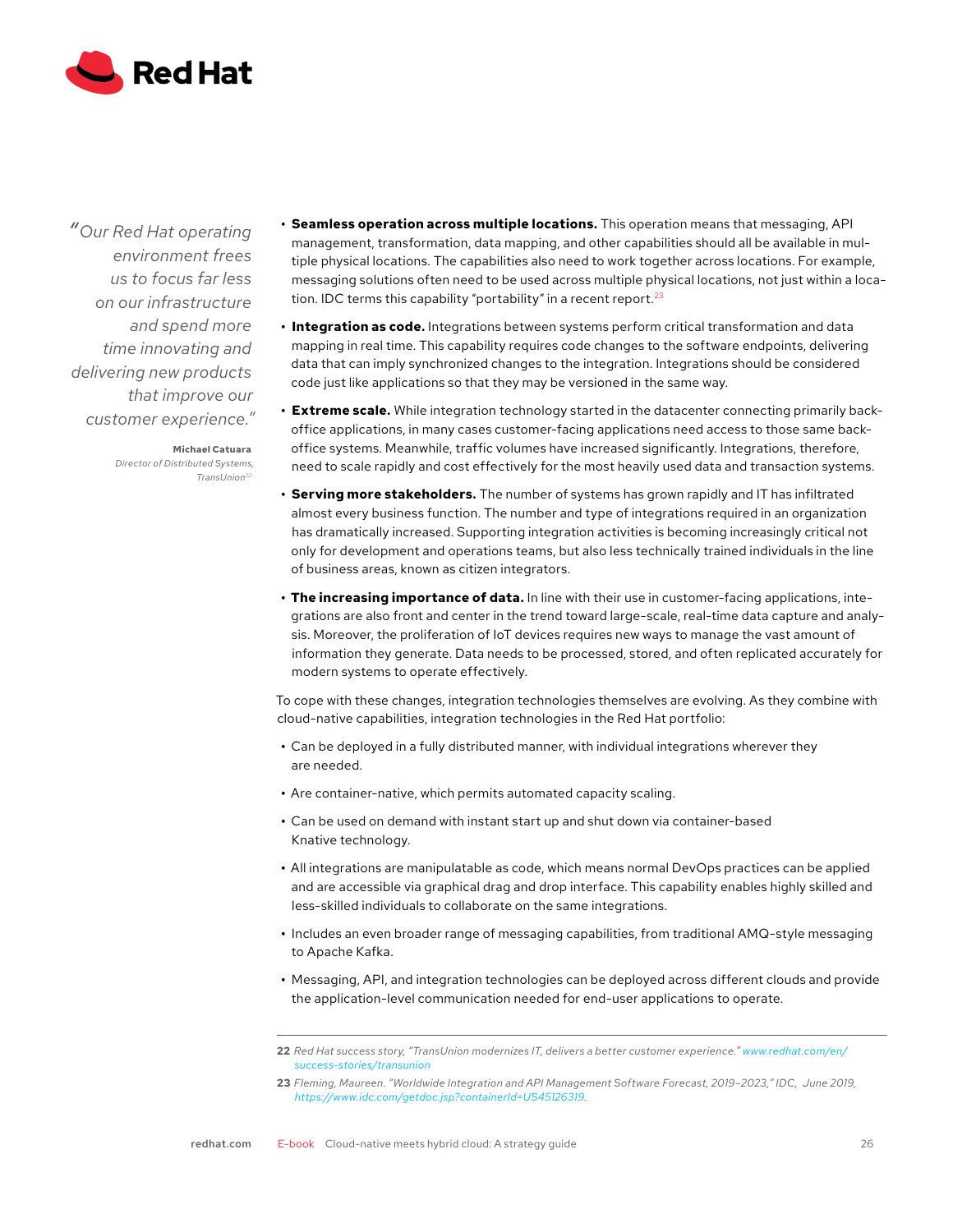> *"Our Red Hat operating environment frees us to focus far less on our infrastructure and spend more time innovating and delivering new products that improve our customer experience."*
>
> **Michael Catuara**
> *Director of Distributed Systems, TransUnion*[22]

- **Seamless operation across multiple locations.** This operation means that messaging, API management, transformation, data mapping, and other capabilities should all be available in multiple physical locations. The capabilities also need to work together across locations. For example, messaging solutions often need to be used across multiple physical locations, not just within a location. IDC terms this capability "portability" in a recent report.[23]
- **Integration as code.** Integrations between systems perform critical transformation and data mapping in real time. This capability requires code changes to the software endpoints, delivering data that can imply synchronized changes to the integration. Integrations should be considered code just like applications so that they may be versioned in the same way.
- **Extreme scale.** While integration technology started in the datacenter connecting primarily back-office applications, in many cases customer-facing applications need access to those same back-office systems. Meanwhile, traffic volumes have increased significantly. Integrations, therefore, need to scale rapidly and cost effectively for the most heavily used data and transaction systems.
- **Serving more stakeholders.** The number of systems has grown rapidly and IT has infiltrated almost every business function. The number and type of integrations required in an organization has dramatically increased. Supporting integration activities is becoming increasingly critical not only for development and operations teams, but also less technically trained individuals in the line of business areas, known as citizen integrators.
- **The increasing importance of data.** In line with their use in customer-facing applications, integrations are also front and center in the trend toward large-scale, real-time data capture and analysis. Moreover, the proliferation of IoT devices requires new ways to manage the vast amount of information they generate. Data needs to be processed, stored, and often replicated accurately for modern systems to operate effectively.

To cope with these changes, integration technologies themselves are evolving. As they combine with cloud-native capabilities, integration technologies in the Red Hat portfolio:

- Can be deployed in a fully distributed manner, with individual integrations wherever they are needed.
- Are container-native, which permits automated capacity scaling.
- Can be used on demand with instant start up and shut down via container-based Knative technology.
- All integrations are manipulatable as code, which means normal DevOps practices can be applied and are accessible via graphical drag and drop interface. This capability enables highly skilled and less-skilled individuals to collaborate on the same integrations.
- Includes an even broader range of messaging capabilities, from traditional AMQ-style messaging to Apache Kafka.
- Messaging, API, and integration technologies can be deployed across different clouds and provide the application-level communication needed for end-user applications to operate.

---

**22** *Red Hat success story, "TransUnion modernizes IT, delivers a better customer experience." www.redhat.com/en/success-stories/transunion*

**23** *Fleming, Maureen. "Worldwide Integration and API Management Software Forecast, 2019–2023," IDC, June 2019, https://www.idc.com/getdoc.jsp?containerId=US45126319.*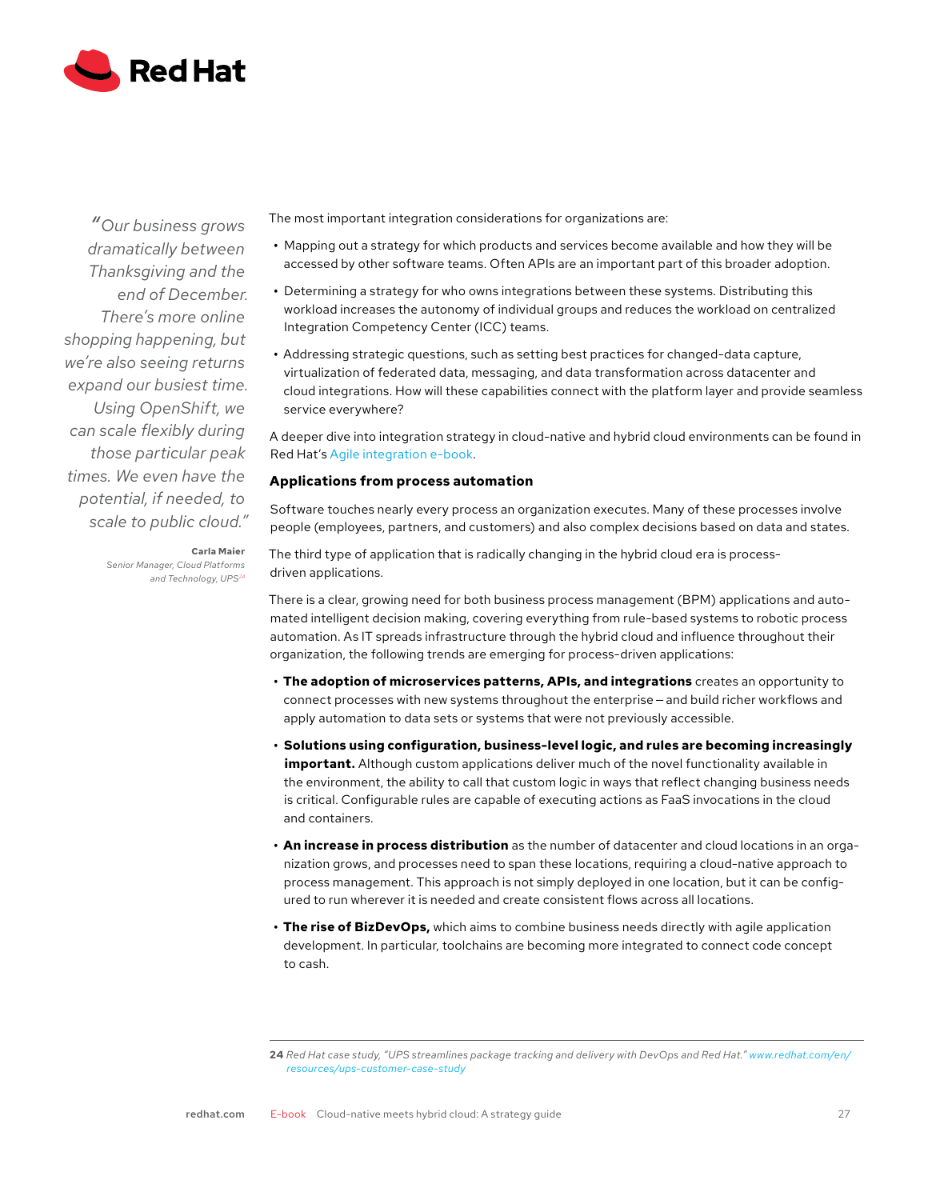> *"Our business grows dramatically between Thanksgiving and the end of December. There's more online shopping happening, but we're also seeing returns expand our busiest time. Using OpenShift, we can scale flexibly during those particular peak times. We even have the potential, if needed, to scale to public cloud."*
>
> **Carla Maier**
> *Senior Manager, Cloud Platforms and Technology, UPS*[24]

The most important integration considerations for organizations are:

- Mapping out a strategy for which products and services become available and how they will be accessed by other software teams. Often APIs are an important part of this broader adoption.
- Determining a strategy for who owns integrations between these systems. Distributing this workload increases the autonomy of individual groups and reduces the workload on centralized Integration Competency Center (ICC) teams.
- Addressing strategic questions, such as setting best practices for changed-data capture, virtualization of federated data, messaging, and data transformation across datacenter and cloud integrations. How will these capabilities connect with the platform layer and provide seamless service everywhere?

A deeper dive into integration strategy in cloud-native and hybrid cloud environments can be found in Red Hat's Agile integration e-book.

### Applications from process automation

Software touches nearly every process an organization executes. Many of these processes involve people (employees, partners, and customers) and also complex decisions based on data and states.

The third type of application that is radically changing in the hybrid cloud era is process-driven applications.

There is a clear, growing need for both business process management (BPM) applications and automated intelligent decision making, covering everything from rule-based systems to robotic process automation. As IT spreads infrastructure through the hybrid cloud and influence throughout their organization, the following trends are emerging for process-driven applications:

- **The adoption of microservices patterns, APIs, and integrations** creates an opportunity to connect processes with new systems throughout the enterprise – and build richer workflows and apply automation to data sets or systems that were not previously accessible.
- **Solutions using configuration, business-level logic, and rules are becoming increasingly important.** Although custom applications deliver much of the novel functionality available in the environment, the ability to call that custom logic in ways that reflect changing business needs is critical. Configurable rules are capable of executing actions as FaaS invocations in the cloud and containers.
- **An increase in process distribution** as the number of datacenter and cloud locations in an organization grows, and processes need to span these locations, requiring a cloud-native approach to process management. This approach is not simply deployed in one location, but it can be configured to run wherever it is needed and create consistent flows across all locations.
- **The rise of BizDevOps,** which aims to combine business needs directly with agile application development. In particular, toolchains are becoming more integrated to connect code concept to cash.

---

**24** *Red Hat case study, "UPS streamlines package tracking and delivery with DevOps and Red Hat." www.redhat.com/en/resources/ups-customer-case-study*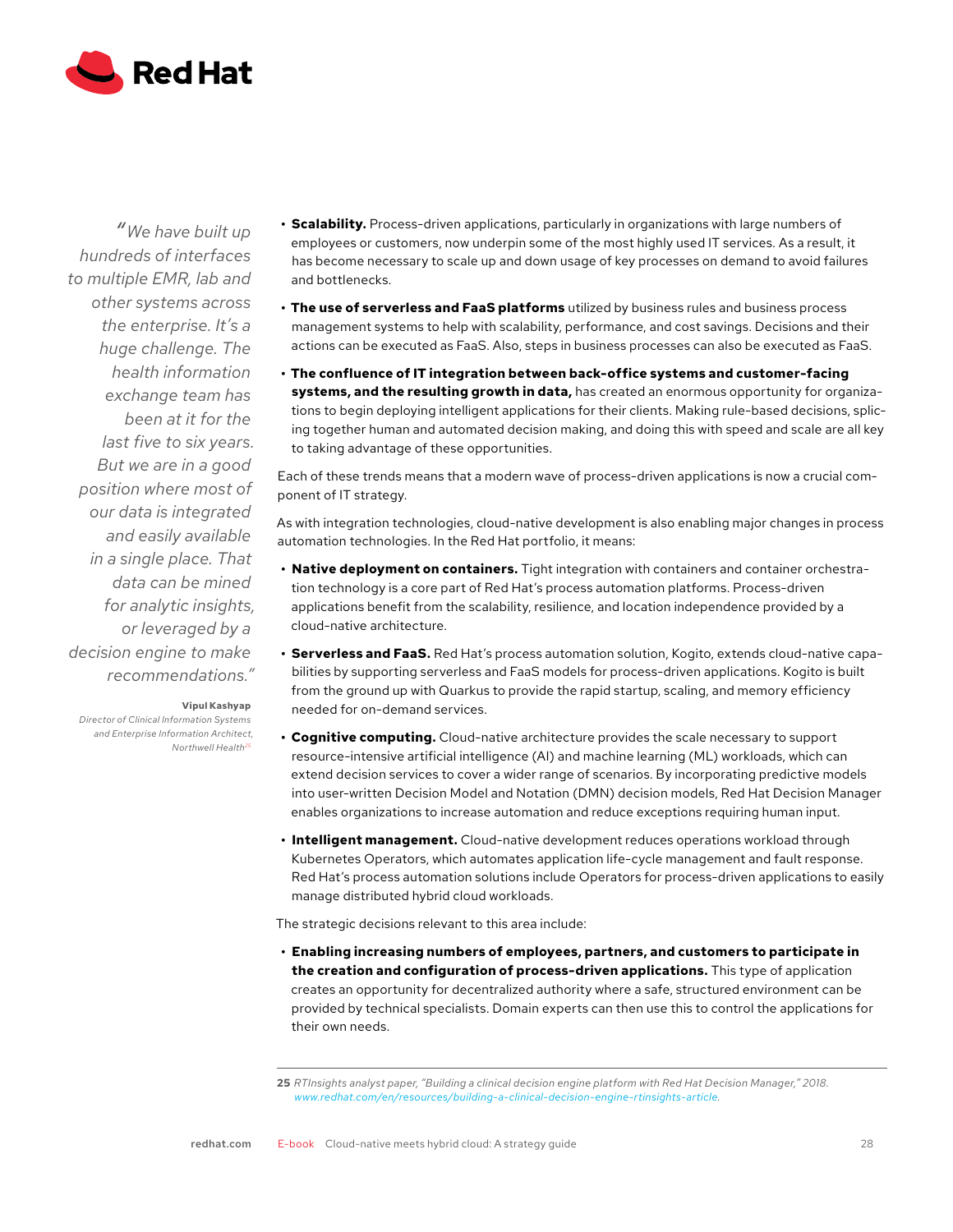> *"We have built up hundreds of interfaces to multiple EMR, lab and other systems across the enterprise. It's a huge challenge. The health information exchange team has been at it for the last five to six years. But we are in a good position where most of our data is integrated and easily available in a single place. That data can be mined for analytic insights, or leveraged by a decision engine to make recommendations."*
>
> **Vipul Kashyap**
> *Director of Clinical Information Systems and Enterprise Information Architect, Northwell Health*[25]

- **Scalability.** Process-driven applications, particularly in organizations with large numbers of employees or customers, now underpin some of the most highly used IT services. As a result, it has become necessary to scale up and down usage of key processes on demand to avoid failures and bottlenecks.
- **The use of serverless and FaaS platforms** utilized by business rules and business process management systems to help with scalability, performance, and cost savings. Decisions and their actions can be executed as FaaS. Also, steps in business processes can also be executed as FaaS.
- **The confluence of IT integration between back-office systems and customer-facing systems, and the resulting growth in data,** has created an enormous opportunity for organizations to begin deploying intelligent applications for their clients. Making rule-based decisions, splicing together human and automated decision making, and doing this with speed and scale are all key to taking advantage of these opportunities.

Each of these trends means that a modern wave of process-driven applications is now a crucial component of IT strategy.

As with integration technologies, cloud-native development is also enabling major changes in process automation technologies. In the Red Hat portfolio, it means:

- **Native deployment on containers.** Tight integration with containers and container orchestration technology is a core part of Red Hat's process automation platforms. Process-driven applications benefit from the scalability, resilience, and location independence provided by a cloud-native architecture.
- **Serverless and FaaS.** Red Hat's process automation solution, Kogito, extends cloud-native capabilities by supporting serverless and FaaS models for process-driven applications. Kogito is built from the ground up with Quarkus to provide the rapid startup, scaling, and memory efficiency needed for on-demand services.
- **Cognitive computing.** Cloud-native architecture provides the scale necessary to support resource-intensive artificial intelligence (AI) and machine learning (ML) workloads, which can extend decision services to cover a wider range of scenarios. By incorporating predictive models into user-written Decision Model and Notation (DMN) decision models, Red Hat Decision Manager enables organizations to increase automation and reduce exceptions requiring human input.
- **Intelligent management.** Cloud-native development reduces operations workload through Kubernetes Operators, which automates application life-cycle management and fault response. Red Hat's process automation solutions include Operators for process-driven applications to easily manage distributed hybrid cloud workloads.

The strategic decisions relevant to this area include:

- **Enabling increasing numbers of employees, partners, and customers to participate in the creation and configuration of process-driven applications.** This type of application creates an opportunity for decentralized authority where a safe, structured environment can be provided by technical specialists. Domain experts can then use this to control the applications for their own needs.

---

**25** *RTInsights analyst paper, "Building a clinical decision engine platform with Red Hat Decision Manager," 2018. www.redhat.com/en/resources/building-a-clinical-decision-engine-rtinsights-article.*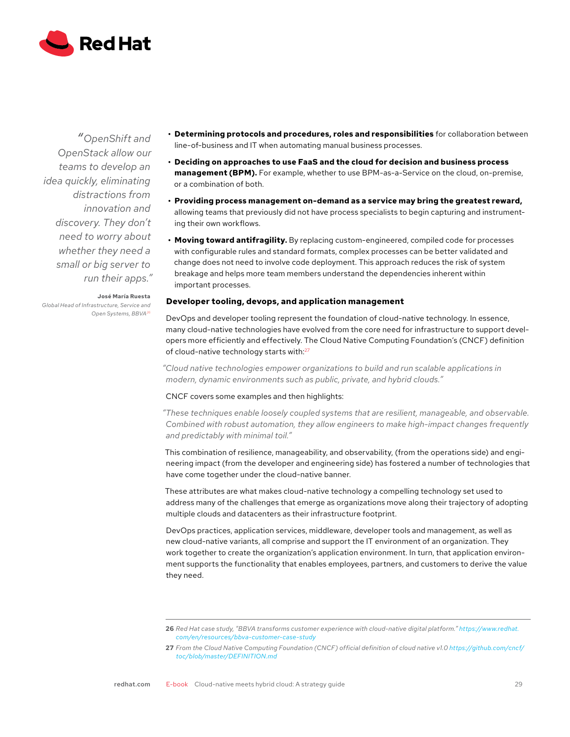*"OpenShift and OpenStack allow our teams to develop an idea quickly, eliminating distractions from innovation and discovery. They don't need to worry about whether they need a small or big server to run their apps."*

**José María Ruesta**
*Global Head of Infrastructure, Service and Open Systems, BBVA*[26]

- **Determining protocols and procedures, roles and responsibilities** for collaboration between line-of-business and IT when automating manual business processes.
- **Deciding on approaches to use FaaS and the cloud for decision and business process management (BPM).** For example, whether to use BPM-as-a-Service on the cloud, on-premise, or a combination of both.
- **Providing process management on-demand as a service may bring the greatest reward,** allowing teams that previously did not have process specialists to begin capturing and instrumenting their own workflows.
- **Moving toward antifragility.** By replacing custom-engineered, compiled code for processes with configurable rules and standard formats, complex processes can be better validated and change does not need to involve code deployment. This approach reduces the risk of system breakage and helps more team members understand the dependencies inherent within important processes.

### Developer tooling, devops, and application management

DevOps and developer tooling represent the foundation of cloud-native technology. In essence, many cloud-native technologies have evolved from the core need for infrastructure to support developers more efficiently and effectively. The Cloud Native Computing Foundation's (CNCF) definition of cloud-native technology starts with:[27]

*"Cloud native technologies empower organizations to build and run scalable applications in modern, dynamic environments such as public, private, and hybrid clouds."*

CNCF covers some examples and then highlights:

*"These techniques enable loosely coupled systems that are resilient, manageable, and observable. Combined with robust automation, they allow engineers to make high-impact changes frequently and predictably with minimal toil."*

This combination of resilience, manageability, and observability, (from the operations side) and engineering impact (from the developer and engineering side) has fostered a number of technologies that have come together under the cloud-native banner.

These attributes are what makes cloud-native technology a compelling technology set used to address many of the challenges that emerge as organizations move along their trajectory of adopting multiple clouds and datacenters as their infrastructure footprint.

DevOps practices, application services, middleware, developer tools and management, as well as new cloud-native variants, all comprise and support the IT environment of an organization. They work together to create the organization's application environment. In turn, that application environment supports the functionality that enables employees, partners, and customers to derive the value they need.

---

**26** *Red Hat case study, "BBVA transforms customer experience with cloud-native digital platform." https://www.redhat.com/en/resources/bbva-customer-case-study*

**27** *From the Cloud Native Computing Foundation (CNCF) official definition of cloud native v1.0 https://github.com/cncf/toc/blob/master/DEFINITION.md*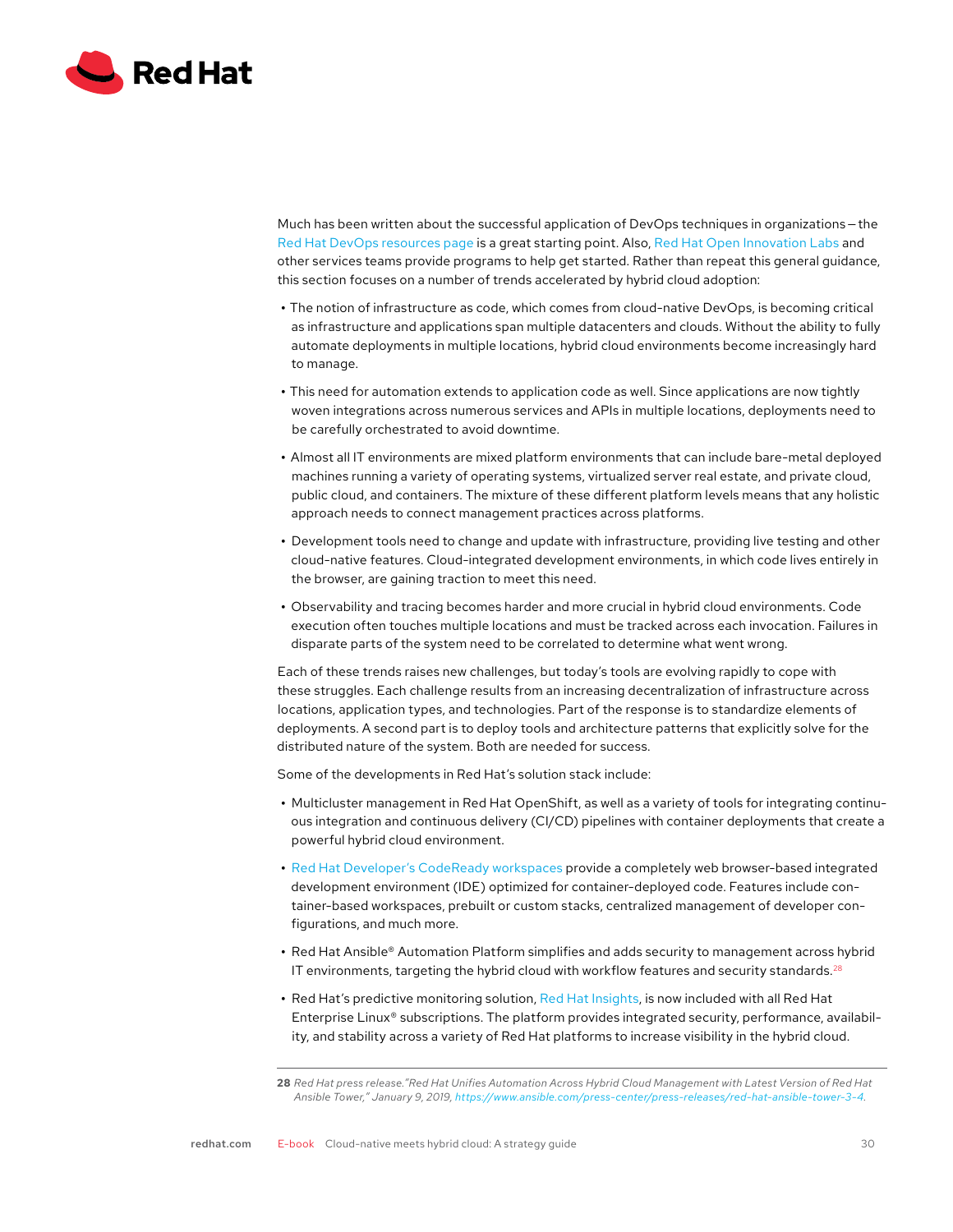Much has been written about the successful application of DevOps techniques in organizations — the Red Hat DevOps resources page is a great starting point. Also, Red Hat Open Innovation Labs and other services teams provide programs to help get started. Rather than repeat this general guidance, this section focuses on a number of trends accelerated by hybrid cloud adoption:

- The notion of infrastructure as code, which comes from cloud-native DevOps, is becoming critical as infrastructure and applications span multiple datacenters and clouds. Without the ability to fully automate deployments in multiple locations, hybrid cloud environments become increasingly hard to manage.
- This need for automation extends to application code as well. Since applications are now tightly woven integrations across numerous services and APIs in multiple locations, deployments need to be carefully orchestrated to avoid downtime.
- Almost all IT environments are mixed platform environments that can include bare-metal deployed machines running a variety of operating systems, virtualized server real estate, and private cloud, public cloud, and containers. The mixture of these different platform levels means that any holistic approach needs to connect management practices across platforms.
- Development tools need to change and update with infrastructure, providing live testing and other cloud-native features. Cloud-integrated development environments, in which code lives entirely in the browser, are gaining traction to meet this need.
- Observability and tracing becomes harder and more crucial in hybrid cloud environments. Code execution often touches multiple locations and must be tracked across each invocation. Failures in disparate parts of the system need to be correlated to determine what went wrong.

Each of these trends raises new challenges, but today's tools are evolving rapidly to cope with these struggles. Each challenge results from an increasing decentralization of infrastructure across locations, application types, and technologies. Part of the response is to standardize elements of deployments. A second part is to deploy tools and architecture patterns that explicitly solve for the distributed nature of the system. Both are needed for success.

Some of the developments in Red Hat's solution stack include:

- Multicluster management in Red Hat OpenShift, as well as a variety of tools for integrating continuous integration and continuous delivery (CI/CD) pipelines with container deployments that create a powerful hybrid cloud environment.
- Red Hat Developer's CodeReady workspaces provide a completely web browser-based integrated development environment (IDE) optimized for container-deployed code. Features include container-based workspaces, prebuilt or custom stacks, centralized management of developer configurations, and much more.
- Red Hat Ansible® Automation Platform simplifies and adds security to management across hybrid IT environments, targeting the hybrid cloud with workflow features and security standards.[28]
- Red Hat's predictive monitoring solution, Red Hat Insights, is now included with all Red Hat Enterprise Linux® subscriptions. The platform provides integrated security, performance, availability, and stability across a variety of Red Hat platforms to increase visibility in the hybrid cloud.

---

**28** *Red Hat press release."Red Hat Unifies Automation Across Hybrid Cloud Management with Latest Version of Red Hat Ansible Tower," January 9, 2019, https://www.ansible.com/press-center/press-releases/red-hat-ansible-tower-3-4.*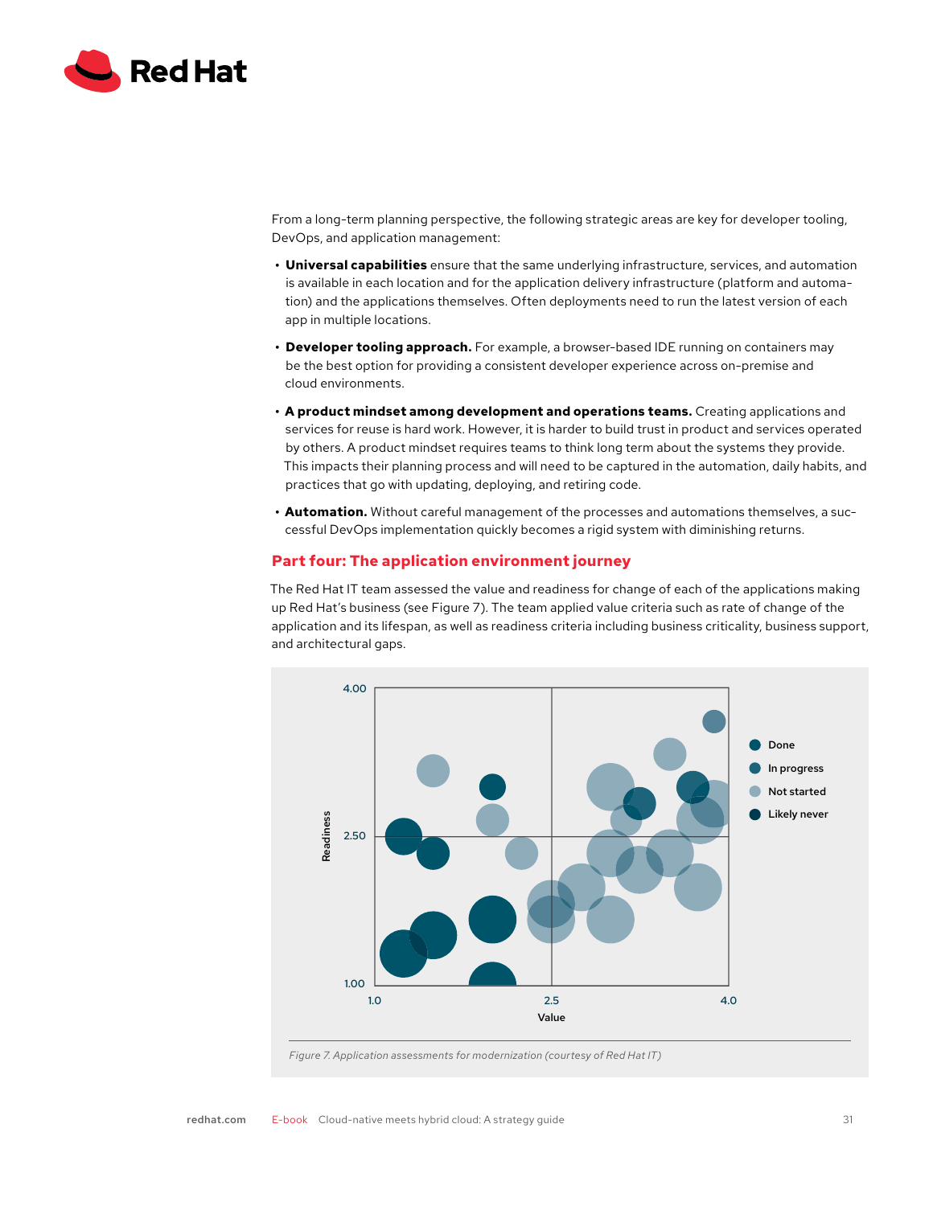From a long-term planning perspective, the following strategic areas are key for developer tooling, DevOps, and application management:

- **Universal capabilities** ensure that the same underlying infrastructure, services, and automation is available in each location and for the application delivery infrastructure (platform and automation) and the applications themselves. Often deployments need to run the latest version of each app in multiple locations.
- **Developer tooling approach.** For example, a browser-based IDE running on containers may be the best option for providing a consistent developer experience across on-premise and cloud environments.
- **A product mindset among development and operations teams.** Creating applications and services for reuse is hard work. However, it is harder to build trust in product and services operated by others. A product mindset requires teams to think long term about the systems they provide. This impacts their planning process and will need to be captured in the automation, daily habits, and practices that go with updating, deploying, and retiring code.
- **Automation.** Without careful management of the processes and automations themselves, a successful DevOps implementation quickly becomes a rigid system with diminishing returns.

## Part four: The application environment journey

The Red Hat IT team assessed the value and readiness for change of each of the applications making up Red Hat's business (see Figure 7). The team applied value criteria such as rate of change of the application and its lifespan, as well as readiness criteria including business criticality, business support, and architectural gaps.

*Figure 7. Application assessments for modernization (courtesy of Red Hat IT)*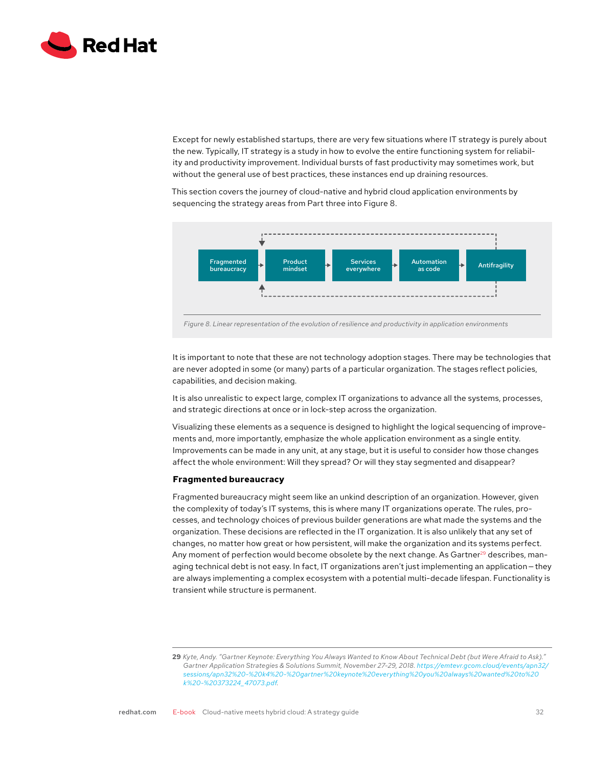Except for newly established startups, there are very few situations where IT strategy is purely about the new. Typically, IT strategy is a study in how to evolve the entire functioning system for reliability and productivity improvement. Individual bursts of fast productivity may sometimes work, but without the general use of best practices, these instances end up draining resources.

This section covers the journey of cloud-native and hybrid cloud application environments by sequencing the strategy areas from Part three into Figure 8.

Fragmented bureaucracy → Product mindset → Services everywhere → Automation as code → Antifragility

*Figure 8. Linear representation of the evolution of resilience and productivity in application environments*

It is important to note that these are not technology adoption stages. There may be technologies that are never adopted in some (or many) parts of a particular organization. The stages reflect policies, capabilities, and decision making.

It is also unrealistic to expect large, complex IT organizations to advance all the systems, processes, and strategic directions at once or in lock-step across the organization.

Visualizing these elements as a sequence is designed to highlight the logical sequencing of improvements and, more importantly, emphasize the whole application environment as a single entity. Improvements can be made in any unit, at any stage, but it is useful to consider how those changes affect the whole environment: Will they spread? Or will they stay segmented and disappear?

### Fragmented bureaucracy

Fragmented bureaucracy might seem like an unkind description of an organization. However, given the complexity of today's IT systems, this is where many IT organizations operate. The rules, processes, and technology choices of previous builder generations are what made the systems and the organization. These decisions are reflected in the IT organization. It is also unlikely that any set of changes, no matter how great or how persistent, will make the organization and its systems perfect. Any moment of perfection would become obsolete by the next change. As Gartner[29] describes, managing technical debt is not easy. In fact, IT organizations aren't just implementing an application—they are always implementing a complex ecosystem with a potential multi-decade lifespan. Functionality is transient while structure is permanent.

---

**29** *Kyte, Andy. "Gartner Keynote: Everything You Always Wanted to Know About Technical Debt (but Were Afraid to Ask)." Gartner Application Strategies & Solutions Summit, November 27-29, 2018. https://emtevr.gcom.cloud/events/apn32/sessions/apn32%20-%20k4%20-%20gartner%20keynote%20everything%20you%20always%20wanted%20to%20k%20-%20373224_47073.pdf.*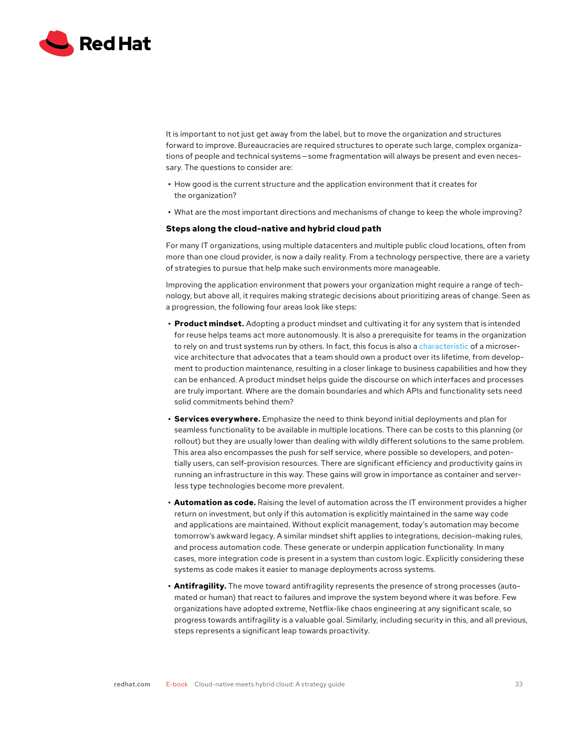It is important to not just get away from the label, but to move the organization and structures forward to improve. Bureaucracies are required structures to operate such large, complex organizations of people and technical systems—some fragmentation will always be present and even necessary. The questions to consider are:

- How good is the current structure and the application environment that it creates for the organization?
- What are the most important directions and mechanisms of change to keep the whole improving?

### Steps along the cloud-native and hybrid cloud path

For many IT organizations, using multiple datacenters and multiple public cloud locations, often from more than one cloud provider, is now a daily reality. From a technology perspective, there are a variety of strategies to pursue that help make such environments more manageable.

Improving the application environment that powers your organization might require a range of technology, but above all, it requires making strategic decisions about prioritizing areas of change. Seen as a progression, the following four areas look like steps:

- **Product mindset.** Adopting a product mindset and cultivating it for any system that is intended for reuse helps teams act more autonomously. It is also a prerequisite for teams in the organization to rely on and trust systems run by others. In fact, this focus is also a characteristic of a microservice architecture that advocates that a team should own a product over its lifetime, from development to production maintenance, resulting in a closer linkage to business capabilities and how they can be enhanced. A product mindset helps guide the discourse on which interfaces and processes are truly important. Where are the domain boundaries and which APIs and functionality sets need solid commitments behind them?
- **Services everywhere.** Emphasize the need to think beyond initial deployments and plan for seamless functionality to be available in multiple locations. There can be costs to this planning (or rollout) but they are usually lower than dealing with wildly different solutions to the same problem. This area also encompasses the push for self service, where possible so developers, and potentially users, can self-provision resources. There are significant efficiency and productivity gains in running an infrastructure in this way. These gains will grow in importance as container and serverless type technologies become more prevalent.
- **Automation as code.** Raising the level of automation across the IT environment provides a higher return on investment, but only if this automation is explicitly maintained in the same way code and applications are maintained. Without explicit management, today's automation may become tomorrow's awkward legacy. A similar mindset shift applies to integrations, decision-making rules, and process automation code. These generate or underpin application functionality. In many cases, more integration code is present in a system than custom logic. Explicitly considering these systems as code makes it easier to manage deployments across systems.
- **Antifragility.** The move toward antifragility represents the presence of strong processes (automated or human) that react to failures and improve the system beyond where it was before. Few organizations have adopted extreme, Netflix-like chaos engineering at any significant scale, so progress towards antifragility is a valuable goal. Similarly, including security in this, and all previous, steps represents a significant leap towards proactivity.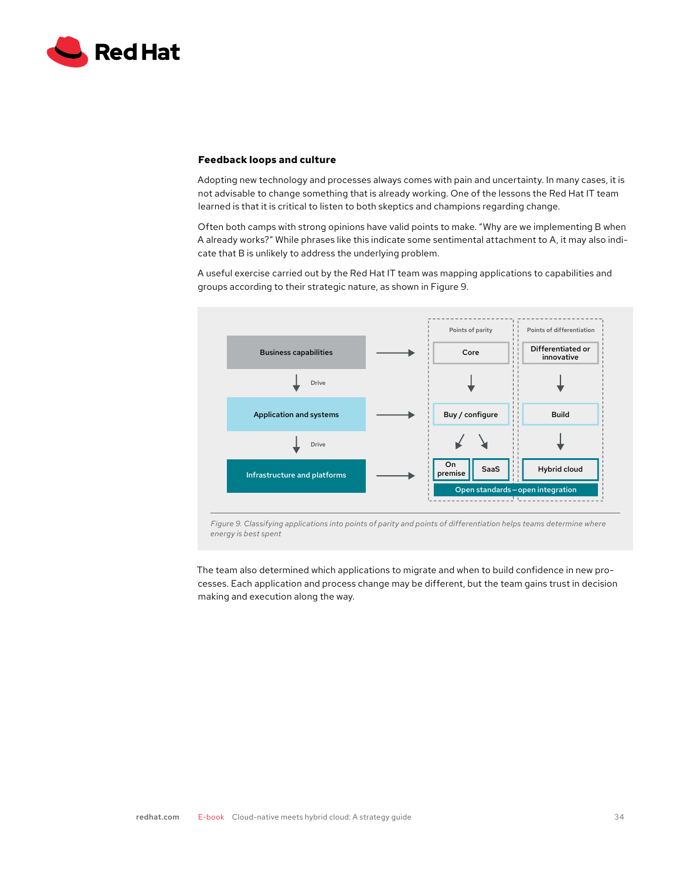### Feedback loops and culture

Adopting new technology and processes always comes with pain and uncertainty. In many cases, it is not advisable to change something that is already working. One of the lessons the Red Hat IT team learned is that it is critical to listen to both skeptics and champions regarding change.

Often both camps with strong opinions have valid points to make. "Why are we implementing B when A already works?" While phrases like this indicate some sentimental attachment to A, it may also indicate that B is unlikely to address the underlying problem.

A useful exercise carried out by the Red Hat IT team was mapping applications to capabilities and groups according to their strategic nature, as shown in Figure 9.

Business capabilities → Points of parity: Core | Points of differentiation: Differentiated or innovative

Drive

Application and systems → Buy / configure | Build

Drive

Infrastructure and platforms → On premise, SaaS | Hybrid cloud

Open standards—open integration

*Figure 9. Classifying applications into points of parity and points of differentiation helps teams determine where energy is best spent*

The team also determined which applications to migrate and when to build confidence in new processes. Each application and process change may be different, but the team gains trust in decision making and execution along the way.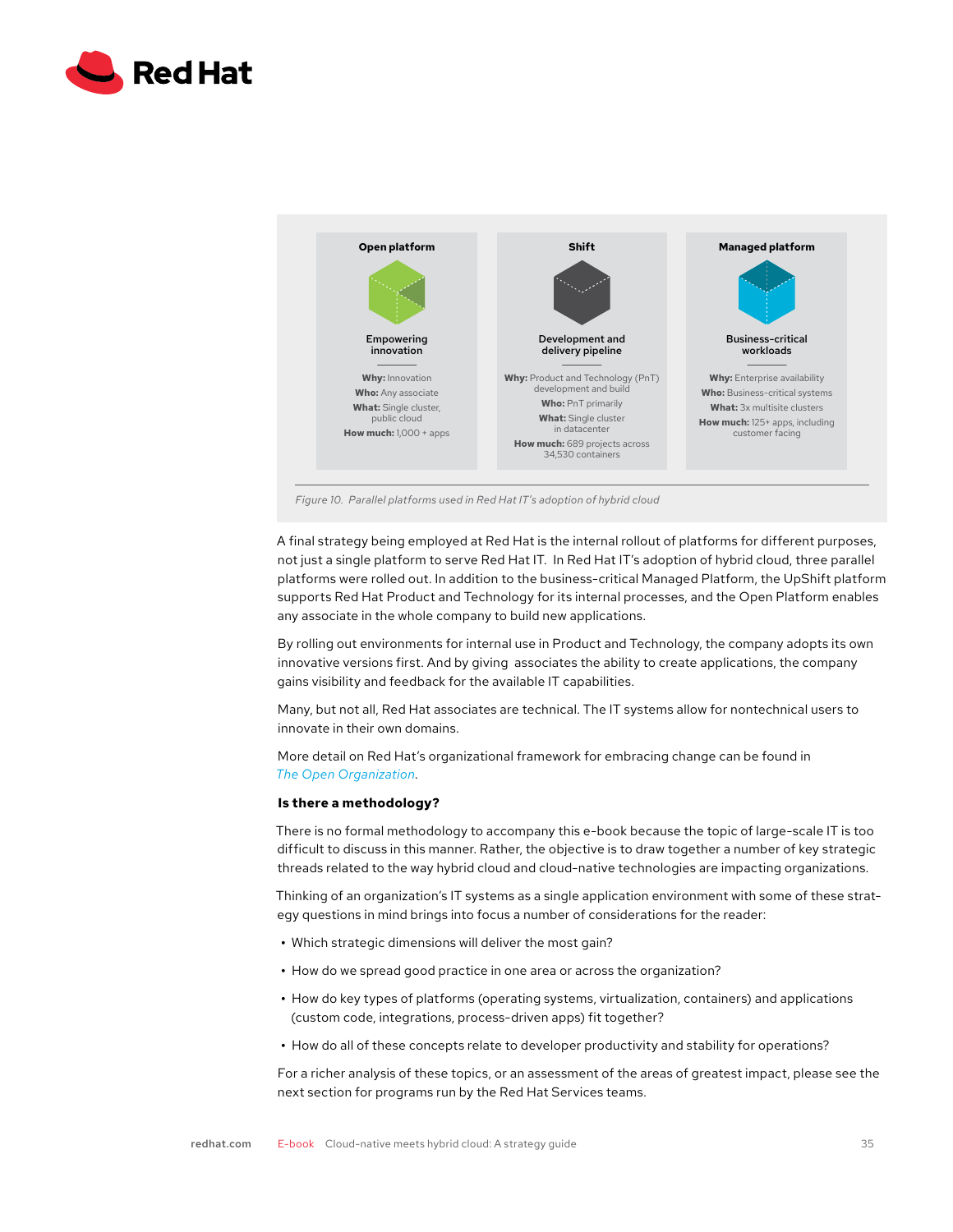| Open platform | Shift | Managed platform |
| --- | --- | --- |
| Empowering innovation | Development and delivery pipeline | Business-critical workloads |
| **Why:** Innovation | **Why:** Product and Technology (PnT) development and build | **Why:** Enterprise availability |
| **Who:** Any associate | **Who:** PnT primarily | **Who:** Business-critical systems |
| **What:** Single cluster, public cloud | **What:** Single cluster in datacenter | **What:** 3x multisite clusters |
| **How much:** 1,000 + apps | **How much:** 689 projects across 34,530 containers | **How much:** 125+ apps, including customer facing |

*Figure 10. Parallel platforms used in Red Hat IT's adoption of hybrid cloud*

A final strategy being employed at Red Hat is the internal rollout of platforms for different purposes, not just a single platform to serve Red Hat IT. In Red Hat IT's adoption of hybrid cloud, three parallel platforms were rolled out. In addition to the business-critical Managed Platform, the UpShift platform supports Red Hat Product and Technology for its internal processes, and the Open Platform enables any associate in the whole company to build new applications.

By rolling out environments for internal use in Product and Technology, the company adopts its own innovative versions first. And by giving associates the ability to create applications, the company gains visibility and feedback for the available IT capabilities.

Many, but not all, Red Hat associates are technical. The IT systems allow for nontechnical users to innovate in their own domains.

More detail on Red Hat's organizational framework for embracing change can be found in *The Open Organization*.

### Is there a methodology?

There is no formal methodology to accompany this e-book because the topic of large-scale IT is too difficult to discuss in this manner. Rather, the objective is to draw together a number of key strategic threads related to the way hybrid cloud and cloud-native technologies are impacting organizations.

Thinking of an organization's IT systems as a single application environment with some of these strategy questions in mind brings into focus a number of considerations for the reader:

- Which strategic dimensions will deliver the most gain?
- How do we spread good practice in one area or across the organization?
- How do key types of platforms (operating systems, virtualization, containers) and applications (custom code, integrations, process-driven apps) fit together?
- How do all of these concepts relate to developer productivity and stability for operations?

For a richer analysis of these topics, or an assessment of the areas of greatest impact, please see the next section for programs run by the Red Hat Services teams.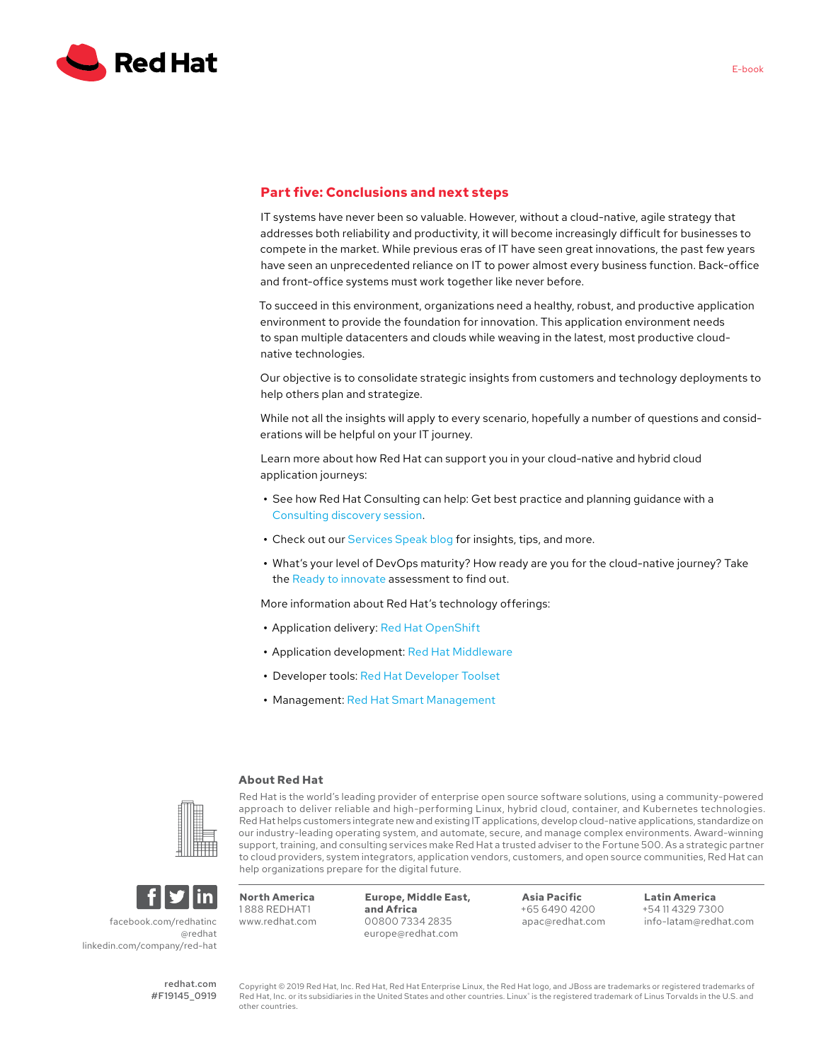## Part five: Conclusions and next steps

IT systems have never been so valuable. However, without a cloud-native, agile strategy that addresses both reliability and productivity, it will become increasingly difficult for businesses to compete in the market. While previous eras of IT have seen great innovations, the past few years have seen an unprecedented reliance on IT to power almost every business function. Back-office and front-office systems must work together like never before.

To succeed in this environment, organizations need a healthy, robust, and productive application environment to provide the foundation for innovation. This application environment needs to span multiple datacenters and clouds while weaving in the latest, most productive cloud-native technologies.

Our objective is to consolidate strategic insights from customers and technology deployments to help others plan and strategize.

While not all the insights will apply to every scenario, hopefully a number of questions and considerations will be helpful on your IT journey.

Learn more about how Red Hat can support you in your cloud-native and hybrid cloud application journeys:

- See how Red Hat Consulting can help: Get best practice and planning guidance with a Consulting discovery session.
- Check out our Services Speak blog for insights, tips, and more.
- What's your level of DevOps maturity? How ready are you for the cloud-native journey? Take the Ready to innovate assessment to find out.

More information about Red Hat's technology offerings:

- Application delivery: Red Hat OpenShift
- Application development: Red Hat Middleware
- Developer tools: Red Hat Developer Toolset
- Management: Red Hat Smart Management

### About Red Hat

Red Hat is the world's leading provider of enterprise open source software solutions, using a community-powered approach to deliver reliable and high-performing Linux, hybrid cloud, container, and Kubernetes technologies. Red Hat helps customers integrate new and existing IT applications, develop cloud-native applications, standardize on our industry-leading operating system, and automate, secure, and manage complex environments. Award-winning support, training, and consulting services make Red Hat a trusted adviser to the Fortune 500. As a strategic partner to cloud providers, system integrators, application vendors, customers, and open source communities, Red Hat can help organizations prepare for the digital future.

facebook.com/redhatinc
@redhat
linkedin.com/company/red-hat

**North America**
1 888 REDHAT1
www.redhat.com

**Europe, Middle East, and Africa**
00800 7334 2835
europe@redhat.com

**Asia Pacific**
+65 6490 4200
apac@redhat.com

**Latin America**
+54 11 4329 7300
info-latam@redhat.com

redhat.com
#F19145_0919

Copyright © 2019 Red Hat, Inc. Red Hat, Red Hat Enterprise Linux, the Red Hat logo, and JBoss are trademarks or registered trademarks of Red Hat, Inc. or its subsidiaries in the United States and other countries. Linux® is the registered trademark of Linus Torvalds in the U.S. and other countries.